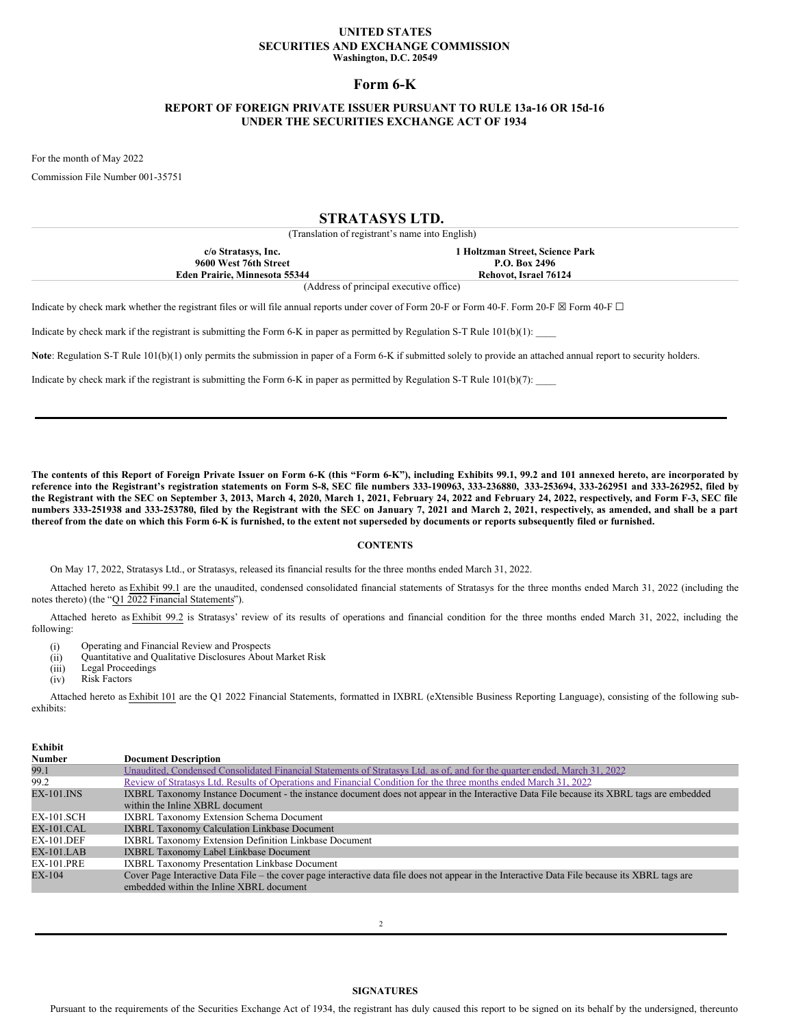**UNITED STATES**
**SECURITIES AND EXCHANGE COMMISSION**
**Washington, D.C. 20549**

# Form 6-K

**REPORT OF FOREIGN PRIVATE ISSUER PURSUANT TO RULE 13a-16 OR 15d-16**
**UNDER THE SECURITIES EXCHANGE ACT OF 1934**

For the month of May 2022

Commission File Number 001-35751

# STRATASYS LTD.

(Translation of registrant's name into English)

| **c/o Stratasys, Inc.** | **1 Holtzman Street, Science Park** |
|---|---|
| **9600 West 76th Street** | **P.O. Box 2496** |
| **Eden Prairie, Minnesota 55344** | **Rehovot, Israel 76124** |

(Address of principal executive office)

Indicate by check mark whether the registrant files or will file annual reports under cover of Form 20-F or Form 40-F. Form 20-F ☒ Form 40-F ☐

Indicate by check mark if the registrant is submitting the Form 6-K in paper as permitted by Regulation S-T Rule 101(b)(1): ____

**Note**: Regulation S-T Rule 101(b)(1) only permits the submission in paper of a Form 6-K if submitted solely to provide an attached annual report to security holders.

Indicate by check mark if the registrant is submitting the Form 6-K in paper as permitted by Regulation S-T Rule 101(b)(7): ____

---

**The contents of this Report of Foreign Private Issuer on Form 6-K (this "Form 6-K"), including Exhibits 99.1, 99.2 and 101 annexed hereto, are incorporated by reference into the Registrant's registration statements on Form S-8, SEC file numbers 333-190963, 333-236880, 333-253694, 333-262951 and 333-262952, filed by the Registrant with the SEC on September 3, 2013, March 4, 2020, March 1, 2021, February 24, 2022 and February 24, 2022, respectively, and Form F-3, SEC file numbers 333-251938 and 333-253780, filed by the Registrant with the SEC on January 7, 2021 and March 2, 2021, respectively, as amended, and shall be a part thereof from the date on which this Form 6-K is furnished, to the extent not superseded by documents or reports subsequently filed or furnished.**

**CONTENTS**

On May 17, 2022, Stratasys Ltd., or Stratasys, released its financial results for the three months ended March 31, 2022.

Attached hereto as Exhibit 99.1 are the unaudited, condensed consolidated financial statements of Stratasys for the three months ended March 31, 2022 (including the notes thereto) (the "Q1 2022 Financial Statements").

Attached hereto as Exhibit 99.2 is Stratasys' review of its results of operations and financial condition for the three months ended March 31, 2022, including the following:

(i) Operating and Financial Review and Prospects
(ii) Quantitative and Qualitative Disclosures About Market Risk
(iii) Legal Proceedings
(iv) Risk Factors

Attached hereto as Exhibit 101 are the Q1 2022 Financial Statements, formatted in IXBRL (eXtensible Business Reporting Language), consisting of the following sub-exhibits:

| **Exhibit Number** | **Document Description** |
|---|---|
| 99.1 | Unaudited, Condensed Consolidated Financial Statements of Stratasys Ltd. as of, and for the quarter ended, March 31, 2022 |
| 99.2 | Review of Stratasys Ltd. Results of Operations and Financial Condition for the three months ended March 31, 2022 |
| EX-101.INS | IXBRL Taxonomy Instance Document - the instance document does not appear in the Interactive Data File because its XBRL tags are embedded within the Inline XBRL document |
| EX-101.SCH | IXBRL Taxonomy Extension Schema Document |
| EX-101.CAL | IXBRL Taxonomy Calculation Linkbase Document |
| EX-101.DEF | IXBRL Taxonomy Extension Definition Linkbase Document |
| EX-101.LAB | IXBRL Taxonomy Label Linkbase Document |
| EX-101.PRE | IXBRL Taxonomy Presentation Linkbase Document |
| EX-104 | Cover Page Interactive Data File – the cover page interactive data file does not appear in the Interactive Data File because its XBRL tags are embedded within the Inline XBRL document |

---

**SIGNATURES**

Pursuant to the requirements of the Securities Exchange Act of 1934, the registrant has duly caused this report to be signed on its behalf by the undersigned, thereunto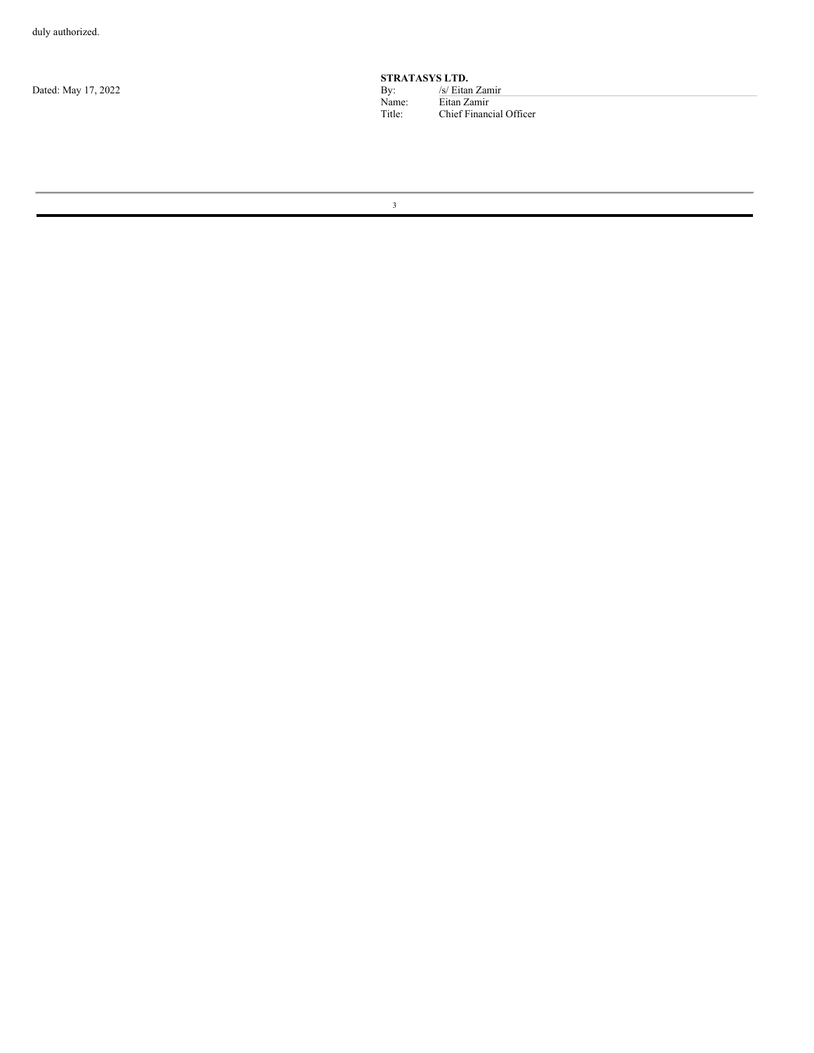duly authorized.

Dated: May 17, 2022

**STRATASYS LTD.**

By: /s/ Eitan Zamir

Name: Eitan Zamir

Title: Chief Financial Officer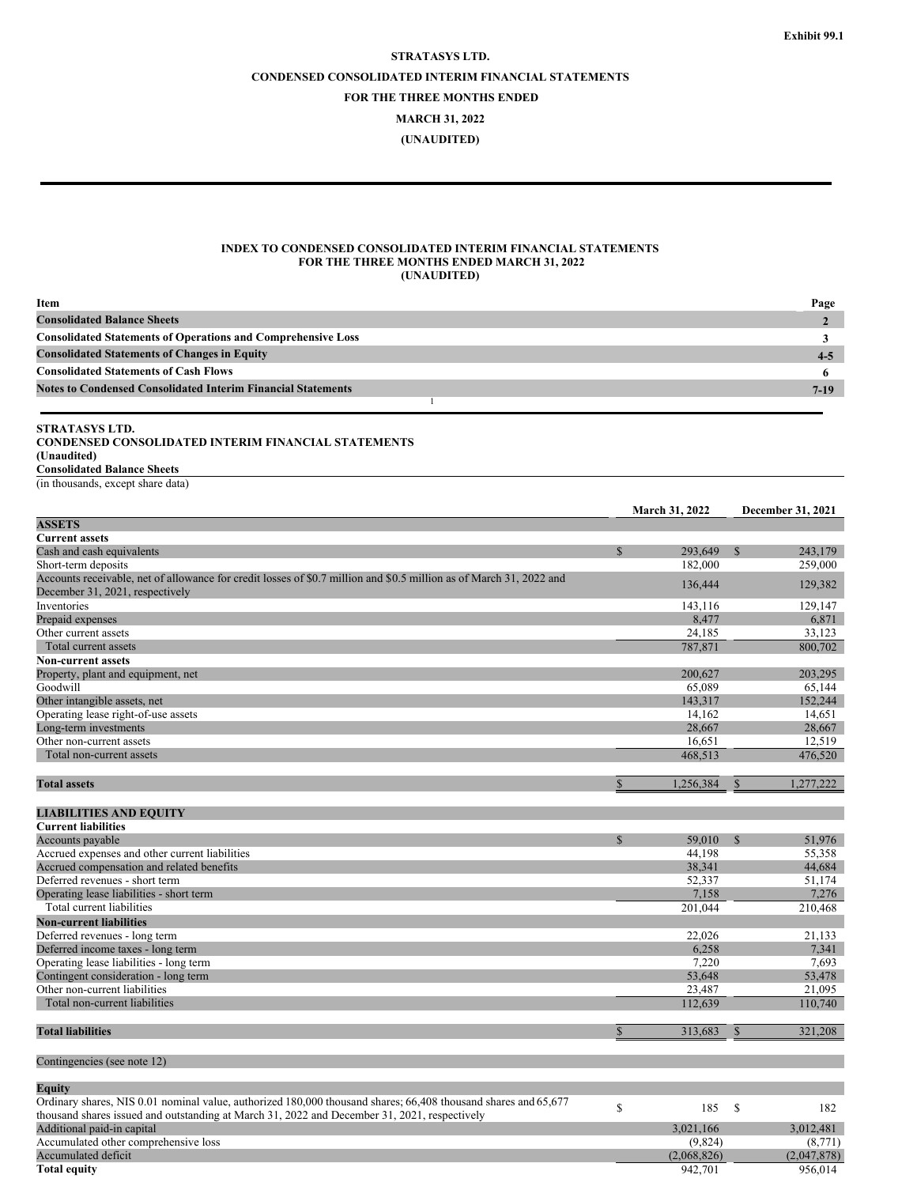Exhibit 99.1

**STRATASYS LTD.**

**CONDENSED CONSOLIDATED INTERIM FINANCIAL STATEMENTS**

**FOR THE THREE MONTHS ENDED**

**MARCH 31, 2022**

**(UNAUDITED)**

**INDEX TO CONDENSED CONSOLIDATED INTERIM FINANCIAL STATEMENTS**
**FOR THE THREE MONTHS ENDED MARCH 31, 2022**
**(UNAUDITED)**

| Item | Page |
|---|---|
| **Consolidated Balance Sheets** | **2** |
| **Consolidated Statements of Operations and Comprehensive Loss** | **3** |
| **Consolidated Statements of Changes in Equity** | **4-5** |
| **Consolidated Statements of Cash Flows** | **6** |
| **Notes to Condensed Consolidated Interim Financial Statements** | **7-19** |

**STRATASYS LTD.**
**CONDENSED CONSOLIDATED INTERIM FINANCIAL STATEMENTS**
**(Unaudited)**
**Consolidated Balance Sheets**
(in thousands, except share data)

| | March 31, 2022 | December 31, 2021 |
|---|---|---|
| **ASSETS** | | |
| **Current assets** | | |
| Cash and cash equivalents | $ 293,649 | $ 243,179 |
| Short-term deposits | 182,000 | 259,000 |
| Accounts receivable, net of allowance for credit losses of $0.7 million and $0.5 million as of March 31, 2022 and December 31, 2021, respectively | 136,444 | 129,382 |
| Inventories | 143,116 | 129,147 |
| Prepaid expenses | 8,477 | 6,871 |
| Other current assets | 24,185 | 33,123 |
| Total current assets | 787,871 | 800,702 |
| **Non-current assets** | | |
| Property, plant and equipment, net | 200,627 | 203,295 |
| Goodwill | 65,089 | 65,144 |
| Other intangible assets, net | 143,317 | 152,244 |
| Operating lease right-of-use assets | 14,162 | 14,651 |
| Long-term investments | 28,667 | 28,667 |
| Other non-current assets | 16,651 | 12,519 |
| Total non-current assets | 468,513 | 476,520 |
| | | |
| **Total assets** | $ 1,256,384 | $ 1,277,222 |
| | | |
| **LIABILITIES AND EQUITY** | | |
| **Current liabilities** | | |
| Accounts payable | $ 59,010 | $ 51,976 |
| Accrued expenses and other current liabilities | 44,198 | 55,358 |
| Accrued compensation and related benefits | 38,341 | 44,684 |
| Deferred revenues - short term | 52,337 | 51,174 |
| Operating lease liabilities - short term | 7,158 | 7,276 |
| Total current liabilities | 201,044 | 210,468 |
| **Non-current liabilities** | | |
| Deferred revenues - long term | 22,026 | 21,133 |
| Deferred income taxes - long term | 6,258 | 7,341 |
| Operating lease liabilities - long term | 7,220 | 7,693 |
| Contingent consideration - long term | 53,648 | 53,478 |
| Other non-current liabilities | 23,487 | 21,095 |
| Total non-current liabilities | 112,639 | 110,740 |
| | | |
| **Total liabilities** | $ 313,683 | $ 321,208 |
| | | |
| Contingencies (see note 12) | | |
| | | |
| **Equity** | | |
| Ordinary shares, NIS 0.01 nominal value, authorized 180,000 thousand shares; 66,408 thousand shares and 65,677 thousand shares issued and outstanding at March 31, 2022 and December 31, 2021, respectively | $ 185 | $ 182 |
| Additional paid-in capital | 3,021,166 | 3,012,481 |
| Accumulated other comprehensive loss | (9,824) | (8,771) |
| Accumulated deficit | (2,068,826) | (2,047,878) |
| **Total equity** | 942,701 | 956,014 |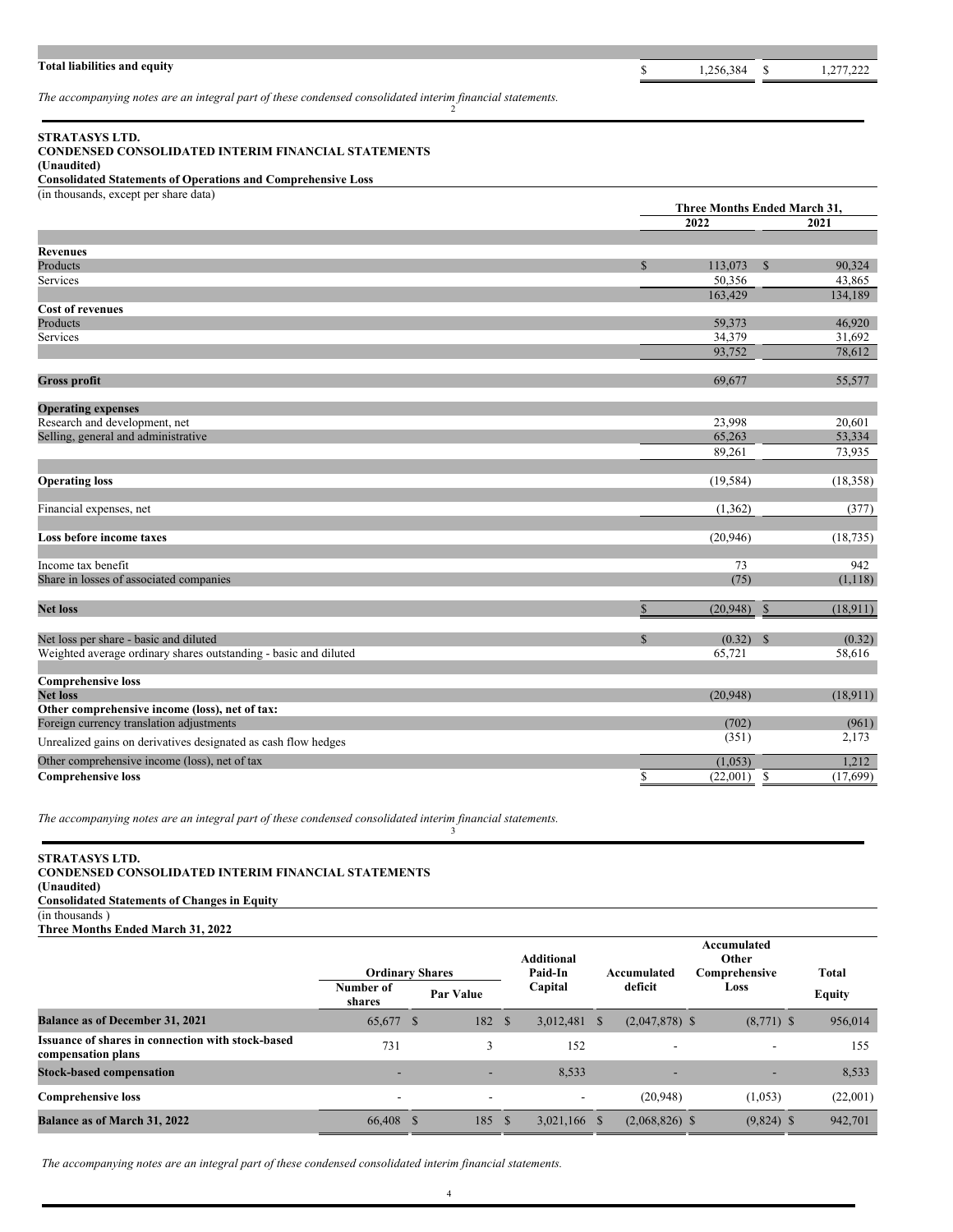| | 2022 | 2021 |
|---|---|---|
| **Total liabilities and equity** | $ 1,256,384 | $ 1,277,222 |

*The accompanying notes are an integral part of these condensed consolidated interim financial statements.*

**STRATASYS LTD.**
**CONDENSED CONSOLIDATED INTERIM FINANCIAL STATEMENTS**
**(Unaudited)**
**Consolidated Statements of Operations and Comprehensive Loss**
(in thousands, except per share data)

| | Three Months Ended March 31, | |
|---|---|---|
| | **2022** | **2021** |
| **Revenues** | | |
| Products | $ 113,073 | $ 90,324 |
| Services | 50,356 | 43,865 |
| | 163,429 | 134,189 |
| **Cost of revenues** | | |
| Products | 59,373 | 46,920 |
| Services | 34,379 | 31,692 |
| | 93,752 | 78,612 |
| **Gross profit** | 69,677 | 55,577 |
| **Operating expenses** | | |
| Research and development, net | 23,998 | 20,601 |
| Selling, general and administrative | 65,263 | 53,334 |
| | 89,261 | 73,935 |
| **Operating loss** | (19,584) | (18,358) |
| Financial expenses, net | (1,362) | (377) |
| **Loss before income taxes** | (20,946) | (18,735) |
| Income tax benefit | 73 | 942 |
| Share in losses of associated companies | (75) | (1,118) |
| **Net loss** | $ (20,948) | $ (18,911) |
| Net loss per share - basic and diluted | $ (0.32) | $ (0.32) |
| Weighted average ordinary shares outstanding - basic and diluted | 65,721 | 58,616 |
| **Comprehensive loss** | | |
| **Net loss** | (20,948) | (18,911) |
| **Other comprehensive income (loss), net of tax:** | | |
| Foreign currency translation adjustments | (702) | (961) |
| Unrealized gains on derivatives designated as cash flow hedges | (351) | 2,173 |
| Other comprehensive income (loss), net of tax | (1,053) | 1,212 |
| **Comprehensive loss** | $ (22,001) | $ (17,699) |

*The accompanying notes are an integral part of these condensed consolidated interim financial statements.*

**STRATASYS LTD.**
**CONDENSED CONSOLIDATED INTERIM FINANCIAL STATEMENTS**
**(Unaudited)**
**Consolidated Statements of Changes in Equity**
(in thousands )
**Three Months Ended March 31, 2022**

| | Ordinary Shares | | Additional Paid-In Capital | Accumulated deficit | Accumulated Other Comprehensive Loss | Total Equity |
|---|---|---|---|---|---|---|
| | Number of shares | Par Value | | | | |
| **Balance as of December 31, 2021** | 65,677 | $ 182 | $ 3,012,481 | $ (2,047,878) | $ (8,771) | $ 956,014 |
| **Issuance of shares in connection with stock-based compensation plans** | 731 | 3 | 152 | - | - | 155 |
| **Stock-based compensation** | - | - | 8,533 | - | - | 8,533 |
| **Comprehensive loss** | - | - | - | (20,948) | (1,053) | (22,001) |
| **Balance as of March 31, 2022** | 66,408 | $ 185 | $ 3,021,166 | $ (2,068,826) | $ (9,824) | $ 942,701 |

*The accompanying notes are an integral part of these condensed consolidated interim financial statements.*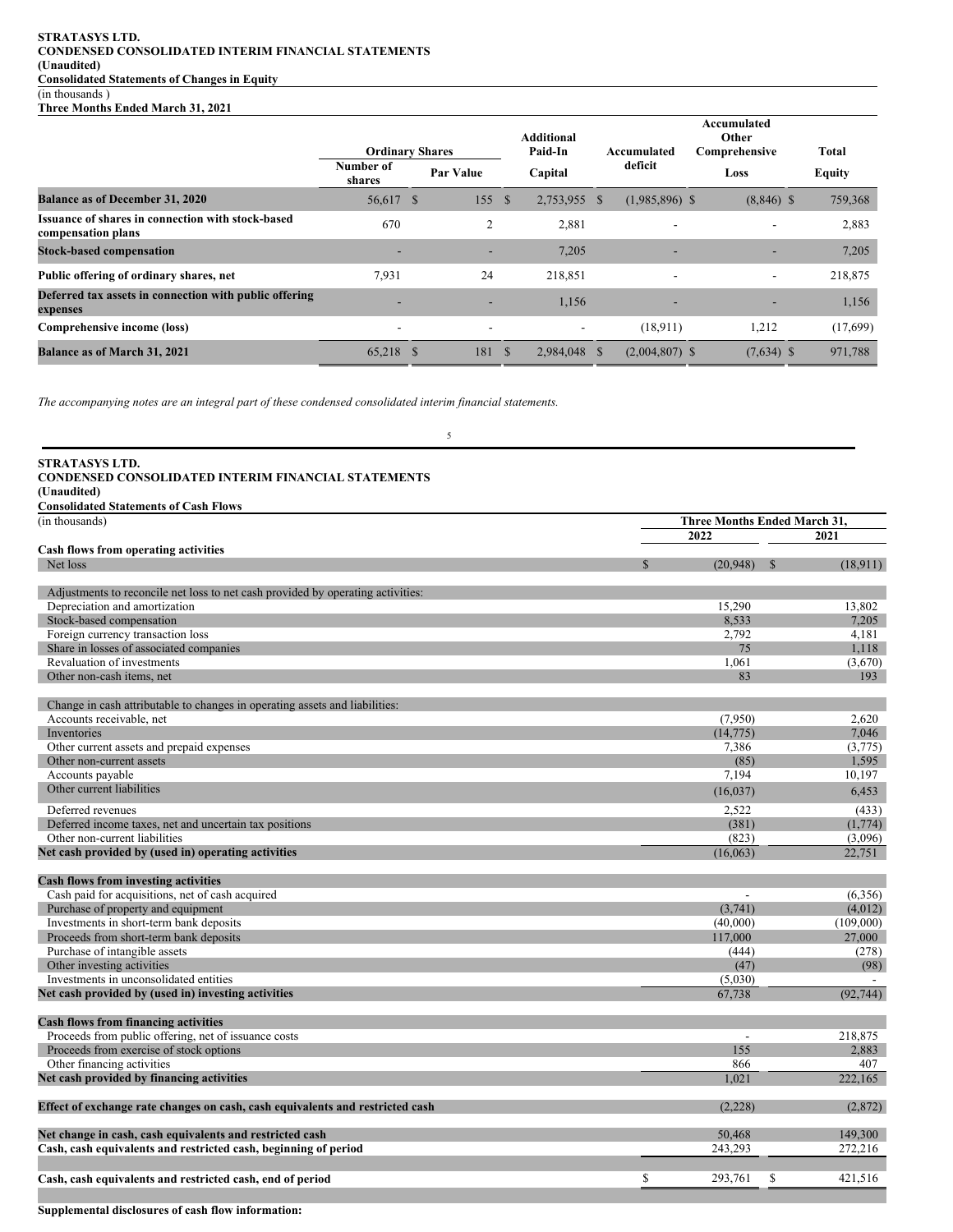**STRATASYS LTD.**
**CONDENSED CONSOLIDATED INTERIM FINANCIAL STATEMENTS**
**(Unaudited)**
**Consolidated Statements of Changes in Equity**
(in thousands )
**Three Months Ended March 31, 2021**

| | Ordinary Shares | | Additional Paid-In | Accumulated deficit | Accumulated Other Comprehensive | Total |
|---|---|---|---|---|---|---|
| | Number of shares | Par Value | Capital | | Loss | Equity |
| **Balance as of December 31, 2020** | 56,617 | $ 155 | $ 2,753,955 | $ (1,985,896) | $ (8,846) | $ 759,368 |
| **Issuance of shares in connection with stock-based compensation plans** | 670 | 2 | 2,881 | - | - | 2,883 |
| **Stock-based compensation** | - | - | 7,205 | - | - | 7,205 |
| **Public offering of ordinary shares, net** | 7,931 | 24 | 218,851 | - | - | 218,875 |
| **Deferred tax assets in connection with public offering expenses** | - | - | 1,156 | - | - | 1,156 |
| **Comprehensive income (loss)** | - | - | - | (18,911) | 1,212 | (17,699) |
| **Balance as of March 31, 2021** | 65,218 | $ 181 | $ 2,984,048 | $ (2,004,807) | $ (7,634) | $ 971,788 |

*The accompanying notes are an integral part of these condensed consolidated interim financial statements.*

**STRATASYS LTD.**
**CONDENSED CONSOLIDATED INTERIM FINANCIAL STATEMENTS**
**(Unaudited)**
**Consolidated Statements of Cash Flows**
(in thousands)

| | Three Months Ended March 31, | |
|---|---|---|
| | 2022 | 2021 |
| **Cash flows from operating activities** | | |
| Net loss | $ (20,948) | $ (18,911) |
| | | |
| Adjustments to reconcile net loss to net cash provided by operating activities: | | |
| Depreciation and amortization | 15,290 | 13,802 |
| Stock-based compensation | 8,533 | 7,205 |
| Foreign currency transaction loss | 2,792 | 4,181 |
| Share in losses of associated companies | 75 | 1,118 |
| Revaluation of investments | 1,061 | (3,670) |
| Other non-cash items, net | 83 | 193 |
| | | |
| Change in cash attributable to changes in operating assets and liabilities: | | |
| Accounts receivable, net | (7,950) | 2,620 |
| Inventories | (14,775) | 7,046 |
| Other current assets and prepaid expenses | 7,386 | (3,775) |
| Other non-current assets | (85) | 1,595 |
| Accounts payable | 7,194 | 10,197 |
| Other current liabilities | (16,037) | 6,453 |
| Deferred revenues | 2,522 | (433) |
| Deferred income taxes, net and uncertain tax positions | (381) | (1,774) |
| Other non-current liabilities | (823) | (3,096) |
| **Net cash provided by (used in) operating activities** | (16,063) | 22,751 |
| | | |
| **Cash flows from investing activities** | | |
| Cash paid for acquisitions, net of cash acquired | - | (6,356) |
| Purchase of property and equipment | (3,741) | (4,012) |
| Investments in short-term bank deposits | (40,000) | (109,000) |
| Proceeds from short-term bank deposits | 117,000 | 27,000 |
| Purchase of intangible assets | (444) | (278) |
| Other investing activities | (47) | (98) |
| Investments in unconsolidated entities | (5,030) | - |
| **Net cash provided by (used in) investing activities** | 67,738 | (92,744) |
| | | |
| **Cash flows from financing activities** | | |
| Proceeds from public offering, net of issuance costs | - | 218,875 |
| Proceeds from exercise of stock options | 155 | 2,883 |
| Other financing activities | 866 | 407 |
| **Net cash provided by financing activities** | 1,021 | 222,165 |
| | | |
| **Effect of exchange rate changes on cash, cash equivalents and restricted cash** | (2,228) | (2,872) |
| | | |
| **Net change in cash, cash equivalents and restricted cash** | 50,468 | 149,300 |
| **Cash, cash equivalents and restricted cash, beginning of period** | 243,293 | 272,216 |
| | | |
| **Cash, cash equivalents and restricted cash, end of period** | $ 293,761 | $ 421,516 |

**Supplemental disclosures of cash flow information:**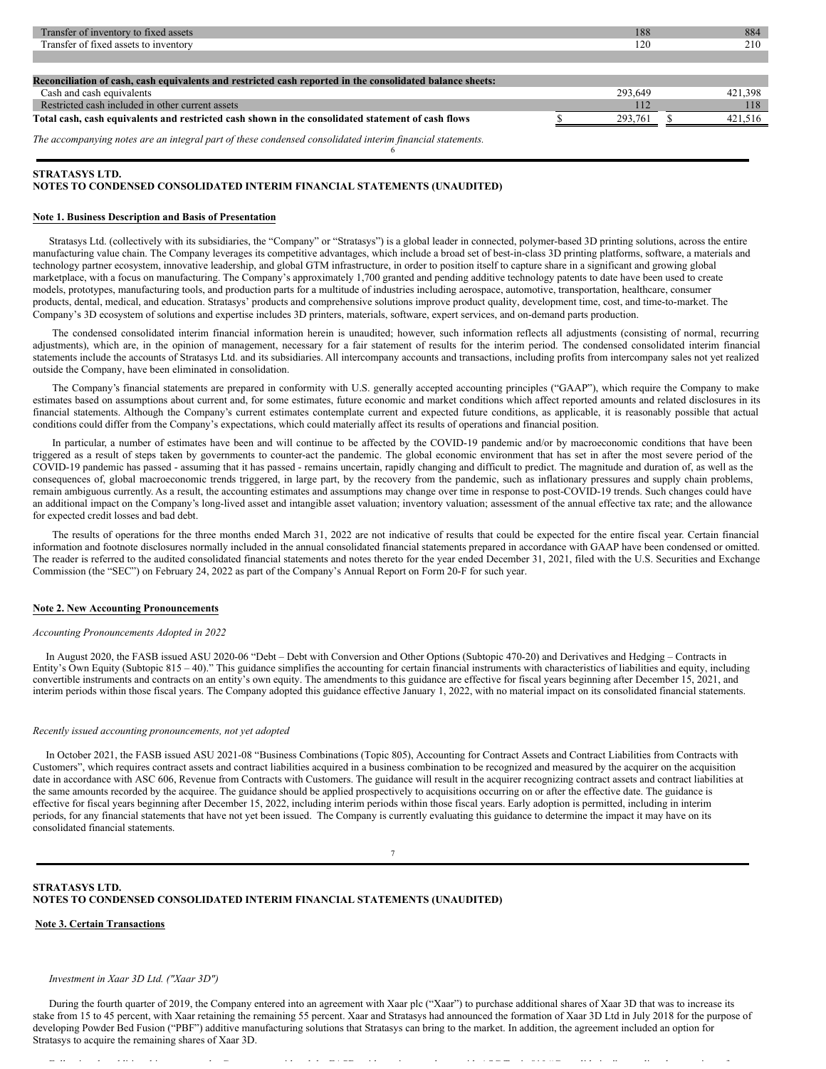| | | |
|---|---|---|
| Transfer of inventory to fixed assets | 188 | 884 |
| Transfer of fixed assets to inventory | 120 | 210 |
| | | |
| **Reconciliation of cash, cash equivalents and restricted cash reported in the consolidated balance sheets:** | | |
| Cash and cash equivalents | 293,649 | 421,398 |
| Restricted cash included in other current assets | 112 | 118 |
| **Total cash, cash equivalents and restricted cash shown in the consolidated statement of cash flows** | $ 293,761 | $ 421,516 |

*The accompanying notes are an integral part of these condensed consolidated interim financial statements.*

**STRATASYS LTD.**
**NOTES TO CONDENSED CONSOLIDATED INTERIM FINANCIAL STATEMENTS (UNAUDITED)**

**Note 1. Business Description and Basis of Presentation**

Stratasys Ltd. (collectively with its subsidiaries, the "Company" or "Stratasys") is a global leader in connected, polymer-based 3D printing solutions, across the entire manufacturing value chain. The Company leverages its competitive advantages, which include a broad set of best-in-class 3D printing platforms, software, a materials and technology partner ecosystem, innovative leadership, and global GTM infrastructure, in order to position itself to capture share in a significant and growing global marketplace, with a focus on manufacturing. The Company's approximately 1,700 granted and pending additive technology patents to date have been used to create models, prototypes, manufacturing tools, and production parts for a multitude of industries including aerospace, automotive, transportation, healthcare, consumer products, dental, medical, and education. Stratasys' products and comprehensive solutions improve product quality, development time, cost, and time-to-market. The Company's 3D ecosystem of solutions and expertise includes 3D printers, materials, software, expert services, and on-demand parts production.

The condensed consolidated interim financial information herein is unaudited; however, such information reflects all adjustments (consisting of normal, recurring adjustments), which are, in the opinion of management, necessary for a fair statement of results for the interim period. The condensed consolidated interim financial statements include the accounts of Stratasys Ltd. and its subsidiaries. All intercompany accounts and transactions, including profits from intercompany sales not yet realized outside the Company, have been eliminated in consolidation.

The Company's financial statements are prepared in conformity with U.S. generally accepted accounting principles ("GAAP"), which require the Company to make estimates based on assumptions about current and, for some estimates, future economic and market conditions which affect reported amounts and related disclosures in its financial statements. Although the Company's current estimates contemplate current and expected future conditions, as applicable, it is reasonably possible that actual conditions could differ from the Company's expectations, which could materially affect its results of operations and financial position.

In particular, a number of estimates have been and will continue to be affected by the COVID-19 pandemic and/or by macroeconomic conditions that have been triggered as a result of steps taken by governments to counter-act the pandemic. The global economic environment that has set in after the most severe period of the COVID-19 pandemic has passed - assuming that it has passed - remains uncertain, rapidly changing and difficult to predict. The magnitude and duration of, as well as the consequences of, global macroeconomic trends triggered, in large part, by the recovery from the pandemic, such as inflationary pressures and supply chain problems, remain ambiguous currently. As a result, the accounting estimates and assumptions may change over time in response to post-COVID-19 trends. Such changes could have an additional impact on the Company's long-lived asset and intangible asset valuation; inventory valuation; assessment of the annual effective tax rate; and the allowance for expected credit losses and bad debt.

The results of operations for the three months ended March 31, 2022 are not indicative of results that could be expected for the entire fiscal year. Certain financial information and footnote disclosures normally included in the annual consolidated financial statements prepared in accordance with GAAP have been condensed or omitted. The reader is referred to the audited consolidated financial statements and notes thereto for the year ended December 31, 2021, filed with the U.S. Securities and Exchange Commission (the "SEC") on February 24, 2022 as part of the Company's Annual Report on Form 20-F for such year.

**Note 2. New Accounting Pronouncements**

*Accounting Pronouncements Adopted in 2022*

In August 2020, the FASB issued ASU 2020-06 "Debt – Debt with Conversion and Other Options (Subtopic 470-20) and Derivatives and Hedging – Contracts in Entity's Own Equity (Subtopic 815 – 40)." This guidance simplifies the accounting for certain financial instruments with characteristics of liabilities and equity, including convertible instruments and contracts on an entity's own equity. The amendments to this guidance are effective for fiscal years beginning after December 15, 2021, and interim periods within those fiscal years. The Company adopted this guidance effective January 1, 2022, with no material impact on its consolidated financial statements.

*Recently issued accounting pronouncements, not yet adopted*

In October 2021, the FASB issued ASU 2021-08 "Business Combinations (Topic 805), Accounting for Contract Assets and Contract Liabilities from Contracts with Customers", which requires contract assets and contract liabilities acquired in a business combination to be recognized and measured by the acquirer on the acquisition date in accordance with ASC 606, Revenue from Contracts with Customers. The guidance will result in the acquirer recognizing contract assets and contract liabilities at the same amounts recorded by the acquiree. The guidance should be applied prospectively to acquisitions occurring on or after the effective date. The guidance is effective for fiscal years beginning after December 15, 2022, including interim periods within those fiscal years. Early adoption is permitted, including in interim periods, for any financial statements that have not yet been issued. The Company is currently evaluating this guidance to determine the impact it may have on its consolidated financial statements.

**STRATASYS LTD.**
**NOTES TO CONDENSED CONSOLIDATED INTERIM FINANCIAL STATEMENTS (UNAUDITED)**

**Note 3. Certain Transactions**

*Investment in Xaar 3D Ltd. ("Xaar 3D")*

During the fourth quarter of 2019, the Company entered into an agreement with Xaar plc ("Xaar") to purchase additional shares of Xaar 3D that was to increase its stake from 15 to 45 percent, with Xaar retaining the remaining 55 percent. Xaar and Stratasys had announced the formation of Xaar 3D Ltd in July 2018 for the purpose of developing Powder Bed Fusion ("PBF") additive manufacturing solutions that Stratasys can bring to the market. In addition, the agreement included an option for Stratasys to acquire the remaining shares of Xaar 3D.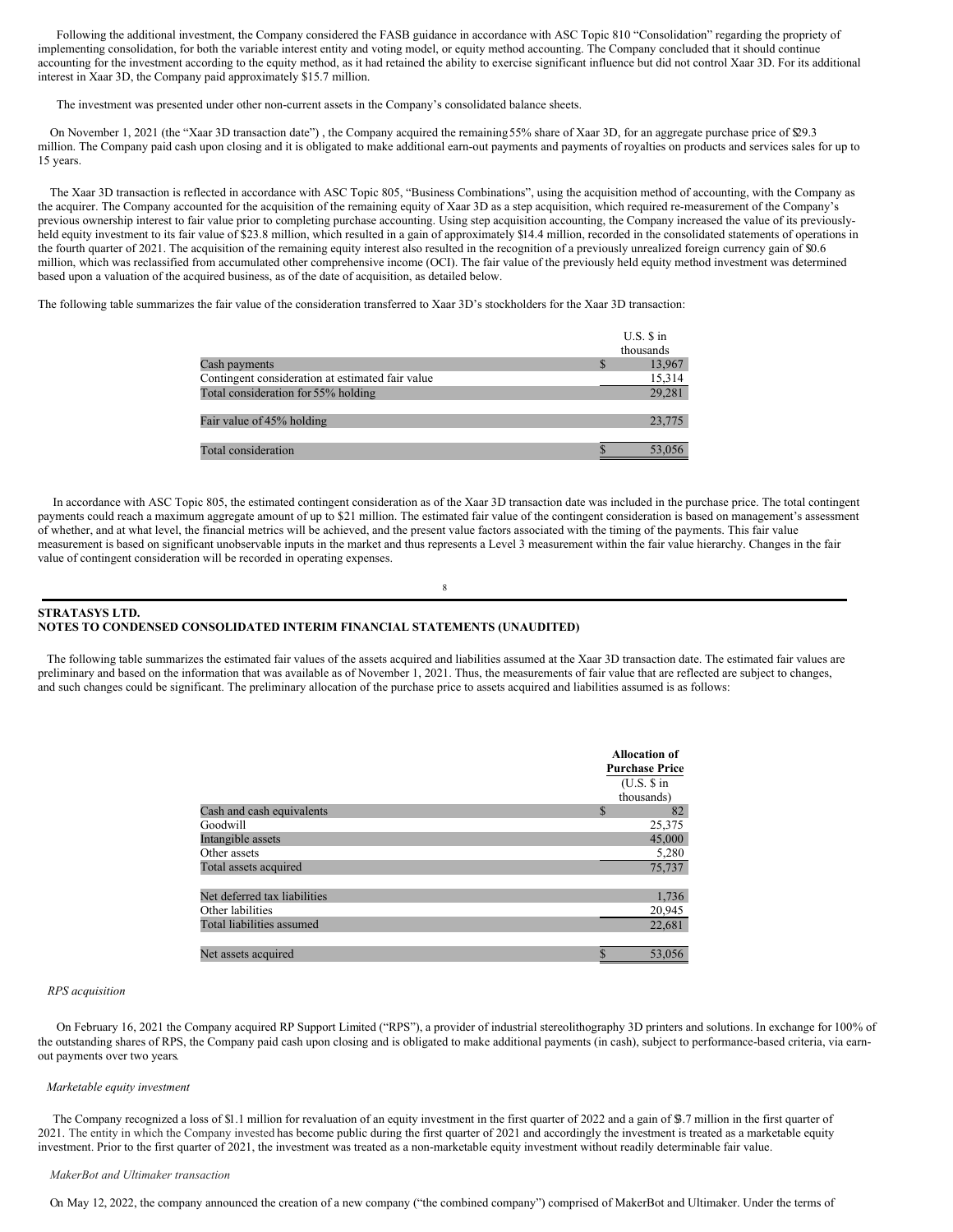Following the additional investment, the Company considered the FASB guidance in accordance with ASC Topic 810 "Consolidation" regarding the propriety of implementing consolidation, for both the variable interest entity and voting model, or equity method accounting. The Company concluded that it should continue accounting for the investment according to the equity method, as it had retained the ability to exercise significant influence but did not control Xaar 3D. For its additional interest in Xaar 3D, the Company paid approximately $15.7 million.

The investment was presented under other non-current assets in the Company's consolidated balance sheets.

On November 1, 2021 (the "Xaar 3D transaction date") , the Company acquired the remaining 55% share of Xaar 3D, for an aggregate purchase price of $29.3 million. The Company paid cash upon closing and it is obligated to make additional earn-out payments and payments of royalties on products and services sales for up to 15 years.

The Xaar 3D transaction is reflected in accordance with ASC Topic 805, "Business Combinations", using the acquisition method of accounting, with the Company as the acquirer. The Company accounted for the acquisition of the remaining equity of Xaar 3D as a step acquisition, which required re-measurement of the Company's previous ownership interest to fair value prior to completing purchase accounting. Using step acquisition accounting, the Company increased the value of its previously-held equity investment to its fair value of $23.8 million, which resulted in a gain of approximately $14.4 million, recorded in the consolidated statements of operations in the fourth quarter of 2021. The acquisition of the remaining equity interest also resulted in the recognition of a previously unrealized foreign currency gain of $0.6 million, which was reclassified from accumulated other comprehensive income (OCI). The fair value of the previously held equity method investment was determined based upon a valuation of the acquired business, as of the date of acquisition, as detailed below.

The following table summarizes the fair value of the consideration transferred to Xaar 3D's stockholders for the Xaar 3D transaction:

| | U.S. $ in thousands |
|---|---|
| Cash payments | $ 13,967 |
| Contingent consideration at estimated fair value | 15,314 |
| Total consideration for 55% holding | 29,281 |
| Fair value of 45% holding | 23,775 |
| Total consideration | $ 53,056 |

In accordance with ASC Topic 805, the estimated contingent consideration as of the Xaar 3D transaction date was included in the purchase price. The total contingent payments could reach a maximum aggregate amount of up to $21 million. The estimated fair value of the contingent consideration is based on management's assessment of whether, and at what level, the financial metrics will be achieved, and the present value factors associated with the timing of the payments. This fair value measurement is based on significant unobservable inputs in the market and thus represents a Level 3 measurement within the fair value hierarchy. Changes in the fair value of contingent consideration will be recorded in operating expenses.

**STRATASYS LTD.**
**NOTES TO CONDENSED CONSOLIDATED INTERIM FINANCIAL STATEMENTS (UNAUDITED)**

The following table summarizes the estimated fair values of the assets acquired and liabilities assumed at the Xaar 3D transaction date. The estimated fair values are preliminary and based on the information that was available as of November 1, 2021. Thus, the measurements of fair value that are reflected are subject to changes, and such changes could be significant. The preliminary allocation of the purchase price to assets acquired and liabilities assumed is as follows:

| | Allocation of Purchase Price (U.S. $ in thousands) |
|---|---|
| Cash and cash equivalents | $ 82 |
| Goodwill | 25,375 |
| Intangible assets | 45,000 |
| Other assets | 5,280 |
| Total assets acquired | 75,737 |
| Net deferred tax liabilities | 1,736 |
| Other labilities | 20,945 |
| Total liabilities assumed | 22,681 |
| Net assets acquired | $ 53,056 |

*RPS acquisition*

On February 16, 2021 the Company acquired RP Support Limited ("RPS"), a provider of industrial stereolithography 3D printers and solutions. In exchange for 100% of the outstanding shares of RPS, the Company paid cash upon closing and is obligated to make additional payments (in cash), subject to performance-based criteria, via earn-out payments over two years.

*Marketable equity investment*

The Company recognized a loss of $1.1 million for revaluation of an equity investment in the first quarter of 2022 and a gain of $3.7 million in the first quarter of 2021. The entity in which the Company invested has become public during the first quarter of 2021 and accordingly the investment is treated as a marketable equity investment. Prior to the first quarter of 2021, the investment was treated as a non-marketable equity investment without readily determinable fair value.

*MakerBot and Ultimaker transaction*

On May 12, 2022, the company announced the creation of a new company ("the combined company") comprised of MakerBot and Ultimaker. Under the terms of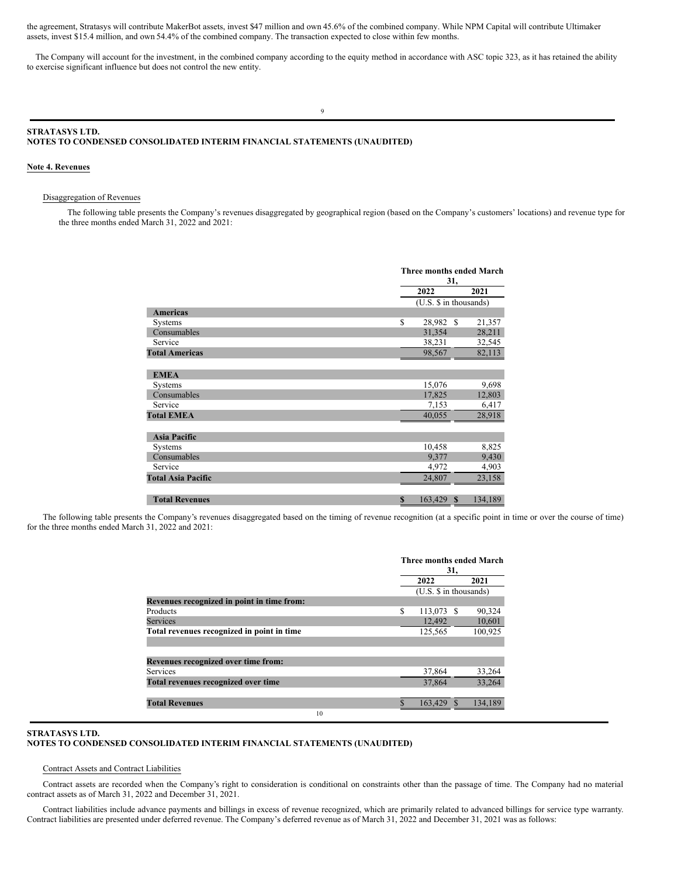the agreement, Stratasys will contribute MakerBot assets, invest $47 million and own 45.6% of the combined company. While NPM Capital will contribute Ultimaker assets, invest $15.4 million, and own 54.4% of the combined company. The transaction expected to close within few months.

The Company will account for the investment, in the combined company according to the equity method in accordance with ASC topic 323, as it has retained the ability to exercise significant influence but does not control the new entity.

**STRATASYS LTD.**
**NOTES TO CONDENSED CONSOLIDATED INTERIM FINANCIAL STATEMENTS (UNAUDITED)**

**Note 4. Revenues**

Disaggregation of Revenues

The following table presents the Company's revenues disaggregated by geographical region (based on the Company's customers' locations) and revenue type for the three months ended March 31, 2022 and 2021:

| | Three months ended March 31, | |
|---|---|---|
| | 2022 | 2021 |
| | (U.S. $ in thousands) | |
| **Americas** | | |
| Systems | $ 28,982 | $ 21,357 |
| Consumables | 31,354 | 28,211 |
| Service | 38,231 | 32,545 |
| **Total Americas** | 98,567 | 82,113 |
| **EMEA** | | |
| Systems | 15,076 | 9,698 |
| Consumables | 17,825 | 12,803 |
| Service | 7,153 | 6,417 |
| **Total EMEA** | 40,055 | 28,918 |
| **Asia Pacific** | | |
| Systems | 10,458 | 8,825 |
| Consumables | 9,377 | 9,430 |
| Service | 4,972 | 4,903 |
| **Total Asia Pacific** | 24,807 | 23,158 |
| **Total Revenues** | **$ 163,429** | **$ 134,189** |

The following table presents the Company's revenues disaggregated based on the timing of revenue recognition (at a specific point in time or over the course of time) for the three months ended March 31, 2022 and 2021:

| | Three months ended March 31, | |
|---|---|---|
| | 2022 | 2021 |
| | (U.S. $ in thousands) | |
| **Revenues recognized in point in time from:** | | |
| Products | $ 113,073 | $ 90,324 |
| Services | 12,492 | 10,601 |
| **Total revenues recognized in point in time** | 125,565 | 100,925 |
| **Revenues recognized over time from:** | | |
| Services | 37,864 | 33,264 |
| **Total revenues recognized over time** | 37,864 | 33,264 |
| **Total Revenues** | $ 163,429 | $ 134,189 |

**STRATASYS LTD.**
**NOTES TO CONDENSED CONSOLIDATED INTERIM FINANCIAL STATEMENTS (UNAUDITED)**

Contract Assets and Contract Liabilities

Contract assets are recorded when the Company's right to consideration is conditional on constraints other than the passage of time. The Company had no material contract assets as of March 31, 2022 and December 31, 2021.

Contract liabilities include advance payments and billings in excess of revenue recognized, which are primarily related to advanced billings for service type warranty. Contract liabilities are presented under deferred revenue. The Company's deferred revenue as of March 31, 2022 and December 31, 2021 was as follows: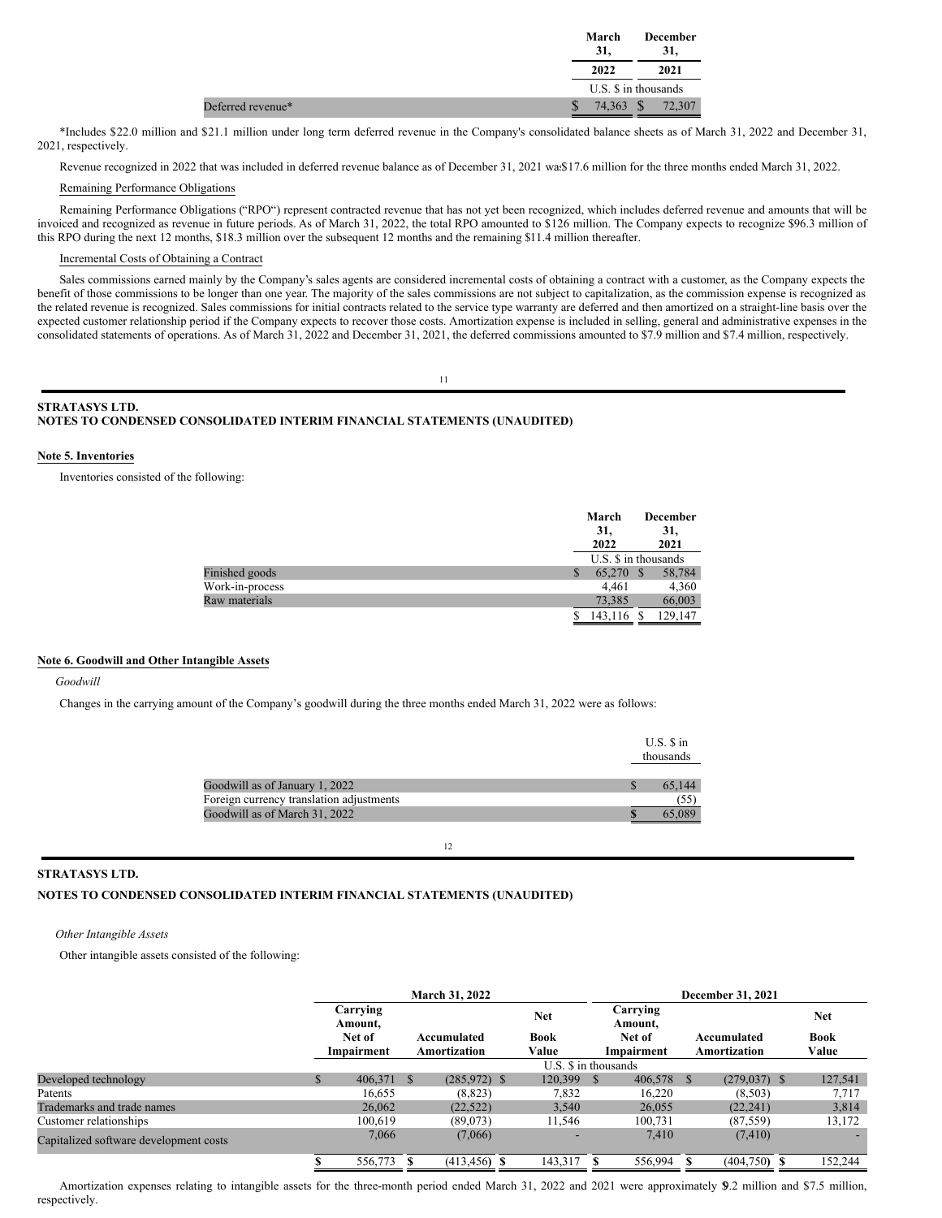| | March 31, 2022 | December 31, 2021 |
|---|---|---|
| | U.S. $ in thousands | |
| Deferred revenue* | $ 74,363 | $ 72,307 |

*Includes $22.0 million and $21.1 million under long term deferred revenue in the Company's consolidated balance sheets as of March 31, 2022 and December 31, 2021, respectively.

Revenue recognized in 2022 that was included in deferred revenue balance as of December 31, 2021 was $17.6 million for the three months ended March 31, 2022.

Remaining Performance Obligations

Remaining Performance Obligations ("RPO") represent contracted revenue that has not yet been recognized, which includes deferred revenue and amounts that will be invoiced and recognized as revenue in future periods. As of March 31, 2022, the total RPO amounted to $126 million. The Company expects to recognize $96.3 million of this RPO during the next 12 months, $18.3 million over the subsequent 12 months and the remaining $11.4 million thereafter.

Incremental Costs of Obtaining a Contract

Sales commissions earned mainly by the Company's sales agents are considered incremental costs of obtaining a contract with a customer, as the Company expects the benefit of those commissions to be longer than one year. The majority of the sales commissions are not subject to capitalization, as the commission expense is recognized as the related revenue is recognized. Sales commissions for initial contracts related to the service type warranty are deferred and then amortized on a straight-line basis over the expected customer relationship period if the Company expects to recover those costs. Amortization expense is included in selling, general and administrative expenses in the consolidated statements of operations. As of March 31, 2022 and December 31, 2021, the deferred commissions amounted to $7.9 million and $7.4 million, respectively.

**STRATASYS LTD.**
**NOTES TO CONDENSED CONSOLIDATED INTERIM FINANCIAL STATEMENTS (UNAUDITED)**

**Note 5. Inventories**

Inventories consisted of the following:

| | March 31, 2022 | December 31, 2021 |
|---|---|---|
| | U.S. $ in thousands | |
| Finished goods | $ 65,270 | $ 58,784 |
| Work-in-process | 4,461 | 4,360 |
| Raw materials | 73,385 | 66,003 |
| | $ 143,116 | $ 129,147 |

**Note 6. Goodwill and Other Intangible Assets**

*Goodwill*

Changes in the carrying amount of the Company's goodwill during the three months ended March 31, 2022 were as follows:

| | U.S. $ in thousands |
|---|---|
| Goodwill as of January 1, 2022 | $ 65,144 |
| Foreign currency translation adjustments | (55) |
| Goodwill as of March 31, 2022 | **$ 65,089** |

**STRATASYS LTD.**

**NOTES TO CONDENSED CONSOLIDATED INTERIM FINANCIAL STATEMENTS (UNAUDITED)**

*Other Intangible Assets*

Other intangible assets consisted of the following:

| | March 31, 2022 | | | December 31, 2021 | | |
|---|---|---|---|---|---|---|
| | Carrying Amount, Net of Impairment | Accumulated Amortization | Net Book Value | Carrying Amount, Net of Impairment | Accumulated Amortization | Net Book Value |
| | U.S. $ in thousands | | | | | |
| Developed technology | $ 406,371 | $ (285,972) | $ 120,399 | $ 406,578 | $ (279,037) | $ 127,541 |
| Patents | 16,655 | (8,823) | 7,832 | 16,220 | (8,503) | 7,717 |
| Trademarks and trade names | 26,062 | (22,522) | 3,540 | 26,055 | (22,241) | 3,814 |
| Customer relationships | 100,619 | (89,073) | 11,546 | 100,731 | (87,559) | 13,172 |
| Capitalized software development costs | 7,066 | (7,066) | - | 7,410 | (7,410) | - |
| | **$** 556,773 | **$** (413,456) | **$** 143,317 | **$** 556,994 | **$** (404,750) | **$** 152,244 |

Amortization expenses relating to intangible assets for the three-month period ended March 31, 2022 and 2021 were approximately $9.2 million and $7.5 million, respectively.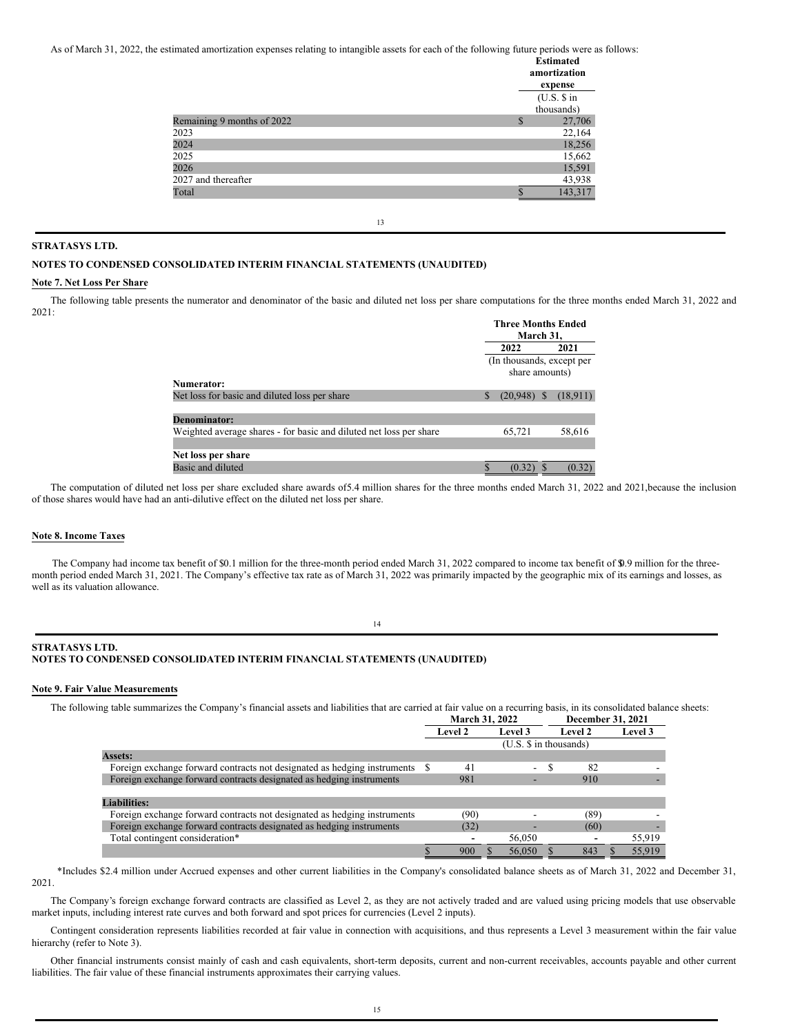As of March 31, 2022, the estimated amortization expenses relating to intangible assets for each of the following future periods were as follows:

| | Estimated amortization expense |
|---|---|
| | (U.S. $ in thousands) |
| Remaining 9 months of 2022 | $ 27,706 |
| 2023 | 22,164 |
| 2024 | 18,256 |
| 2025 | 15,662 |
| 2026 | 15,591 |
| 2027 and thereafter | 43,938 |
| Total | $ 143,317 |

**STRATASYS LTD.**

**NOTES TO CONDENSED CONSOLIDATED INTERIM FINANCIAL STATEMENTS (UNAUDITED)**

**Note 7. Net Loss Per Share**

The following table presents the numerator and denominator of the basic and diluted net loss per share computations for the three months ended March 31, 2022 and 2021:

| | Three Months Ended March 31, | |
|---|---|---|
| | 2022 | 2021 |
| | (In thousands, except per share amounts) | |
| **Numerator:** | | |
| Net loss for basic and diluted loss per share | $ (20,948) | $ (18,911) |
| **Denominator:** | | |
| Weighted average shares - for basic and diluted net loss per share | 65,721 | 58,616 |
| **Net loss per share** | | |
| Basic and diluted | $ (0.32) | $ (0.32) |

The computation of diluted net loss per share excluded share awards of5.4 million shares for the three months ended March 31, 2022 and 2021,because the inclusion of those shares would have had an anti-dilutive effect on the diluted net loss per share.

**Note 8. Income Taxes**

The Company had income tax benefit of $0.1 million for the three-month period ended March 31, 2022 compared to income tax benefit of $0.9 million for the three-month period ended March 31, 2021. The Company's effective tax rate as of March 31, 2022 was primarily impacted by the geographic mix of its earnings and losses, as well as its valuation allowance.

**STRATASYS LTD.**

**NOTES TO CONDENSED CONSOLIDATED INTERIM FINANCIAL STATEMENTS (UNAUDITED)**

**Note 9. Fair Value Measurements**

The following table summarizes the Company's financial assets and liabilities that are carried at fair value on a recurring basis, in its consolidated balance sheets:

| | March 31, 2022 | | December 31, 2021 | |
|---|---|---|---|---|
| | Level 2 | Level 3 | Level 2 | Level 3 |
| | (U.S. $ in thousands) | | | |
| **Assets:** | | | | |
| Foreign exchange forward contracts not designated as hedging instruments | $ 41 | - | $ 82 | - |
| Foreign exchange forward contracts designated as hedging instruments | 981 | - | 910 | - |
| **Liabilities:** | | | | |
| Foreign exchange forward contracts not designated as hedging instruments | (90) | - | (89) | - |
| Foreign exchange forward contracts designated as hedging instruments | (32) | - | (60) | - |
| Total contingent consideration* | - | 56,050 | - | 55,919 |
| | $ 900 | $ 56,050 | $ 843 | $ 55,919 |

*Includes $2.4 million under Accrued expenses and other current liabilities in the Company's consolidated balance sheets as of March 31, 2022 and December 31, 2021.

The Company's foreign exchange forward contracts are classified as Level 2, as they are not actively traded and are valued using pricing models that use observable market inputs, including interest rate curves and both forward and spot prices for currencies (Level 2 inputs).

Contingent consideration represents liabilities recorded at fair value in connection with acquisitions, and thus represents a Level 3 measurement within the fair value hierarchy (refer to Note 3).

Other financial instruments consist mainly of cash and cash equivalents, short-term deposits, current and non-current receivables, accounts payable and other current liabilities. The fair value of these financial instruments approximates their carrying values.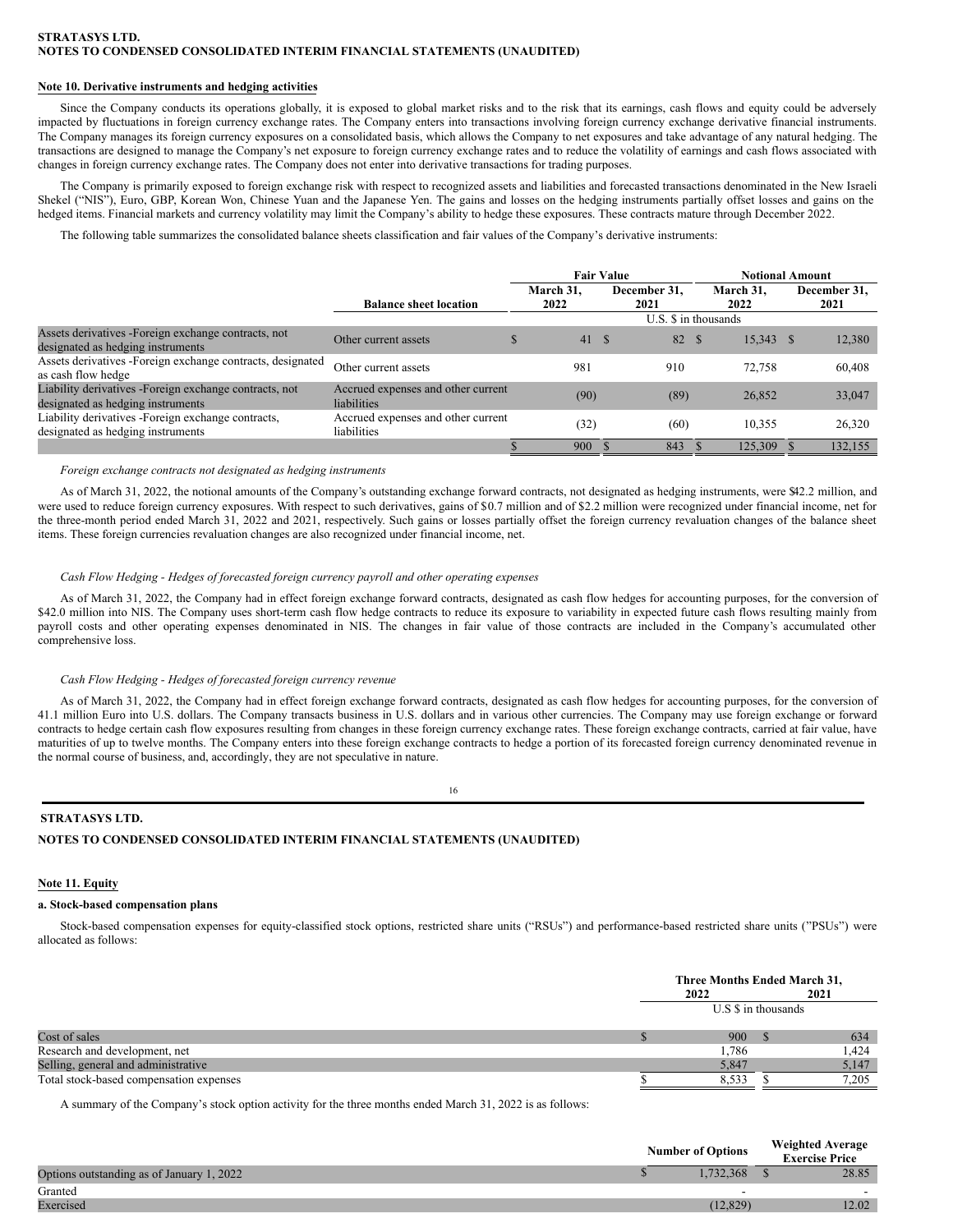STRATASYS LTD.
NOTES TO CONDENSED CONSOLIDATED INTERIM FINANCIAL STATEMENTS (UNAUDITED)

**Note 10. Derivative instruments and hedging activities**

Since the Company conducts its operations globally, it is exposed to global market risks and to the risk that its earnings, cash flows and equity could be adversely impacted by fluctuations in foreign currency exchange rates. The Company enters into transactions involving foreign currency exchange derivative financial instruments. The Company manages its foreign currency exposures on a consolidated basis, which allows the Company to net exposures and take advantage of any natural hedging. The transactions are designed to manage the Company's net exposure to foreign currency exchange rates and to reduce the volatility of earnings and cash flows associated with changes in foreign currency exchange rates. The Company does not enter into derivative transactions for trading purposes.

The Company is primarily exposed to foreign exchange risk with respect to recognized assets and liabilities and forecasted transactions denominated in the New Israeli Shekel ("NIS"), Euro, GBP, Korean Won, Chinese Yuan and the Japanese Yen. The gains and losses on the hedging instruments partially offset losses and gains on the hedged items. Financial markets and currency volatility may limit the Company's ability to hedge these exposures. These contracts mature through December 2022.

The following table summarizes the consolidated balance sheets classification and fair values of the Company's derivative instruments:

| | Balance sheet location | Fair Value | | Notional Amount | |
|---|---|---|---|---|---|
| | | March 31, 2022 | December 31, 2021 | March 31, 2022 | December 31, 2021 |
| | | U.S. $ in thousands | | | |
| Assets derivatives -Foreign exchange contracts, not designated as hedging instruments | Other current assets | $ 41 | $ 82 | $ 15,343 | $ 12,380 |
| Assets derivatives -Foreign exchange contracts, designated as cash flow hedge | Other current assets | 981 | 910 | 72,758 | 60,408 |
| Liability derivatives -Foreign exchange contracts, not designated as hedging instruments | Accrued expenses and other current liabilities | (90) | (89) | 26,852 | 33,047 |
| Liability derivatives -Foreign exchange contracts, designated as hedging instruments | Accrued expenses and other current liabilities | (32) | (60) | 10,355 | 26,320 |
| | | $ 900 | $ 843 | $ 125,309 | $ 132,155 |

*Foreign exchange contracts not designated as hedging instruments*

As of March 31, 2022, the notional amounts of the Company's outstanding exchange forward contracts, not designated as hedging instruments, were $42.2 million, and were used to reduce foreign currency exposures. With respect to such derivatives, gains of $0.7 million and of $2.2 million were recognized under financial income, net for the three-month period ended March 31, 2022 and 2021, respectively. Such gains or losses partially offset the foreign currency revaluation changes of the balance sheet items. These foreign currencies revaluation changes are also recognized under financial income, net.

*Cash Flow Hedging - Hedges of forecasted foreign currency payroll and other operating expenses*

As of March 31, 2022, the Company had in effect foreign exchange forward contracts, designated as cash flow hedges for accounting purposes, for the conversion of $42.0 million into NIS. The Company uses short-term cash flow hedge contracts to reduce its exposure to variability in expected future cash flows resulting mainly from payroll costs and other operating expenses denominated in NIS. The changes in fair value of those contracts are included in the Company's accumulated other comprehensive loss.

*Cash Flow Hedging - Hedges of forecasted foreign currency revenue*

As of March 31, 2022, the Company had in effect foreign exchange forward contracts, designated as cash flow hedges for accounting purposes, for the conversion of 41.1 million Euro into U.S. dollars. The Company transacts business in U.S. dollars and in various other currencies. The Company may use foreign exchange or forward contracts to hedge certain cash flow exposures resulting from changes in these foreign currency exchange rates. These foreign exchange contracts, carried at fair value, have maturities of up to twelve months. The Company enters into these foreign exchange contracts to hedge a portion of its forecasted foreign currency denominated revenue in the normal course of business, and, accordingly, they are not speculative in nature.

**Note 11. Equity**

**a. Stock-based compensation plans**

Stock-based compensation expenses for equity-classified stock options, restricted share units ("RSUs") and performance-based restricted share units ("PSUs") were allocated as follows:

| | Three Months Ended March 31, 2022 | Three Months Ended March 31, 2021 |
|---|---|---|
| | U.S $ in thousands | |
| Cost of sales | $ 900 | $ 634 |
| Research and development, net | 1,786 | 1,424 |
| Selling, general and administrative | 5,847 | 5,147 |
| Total stock-based compensation expenses | $ 8,533 | $ 7,205 |

A summary of the Company's stock option activity for the three months ended March 31, 2022 is as follows:

| | Number of Options | Weighted Average Exercise Price |
|---|---|---|
| Options outstanding as of January 1, 2022 | $ 1,732,368 | $ 28.85 |
| Granted | - | - |
| Exercised | (12,829) | 12.02 |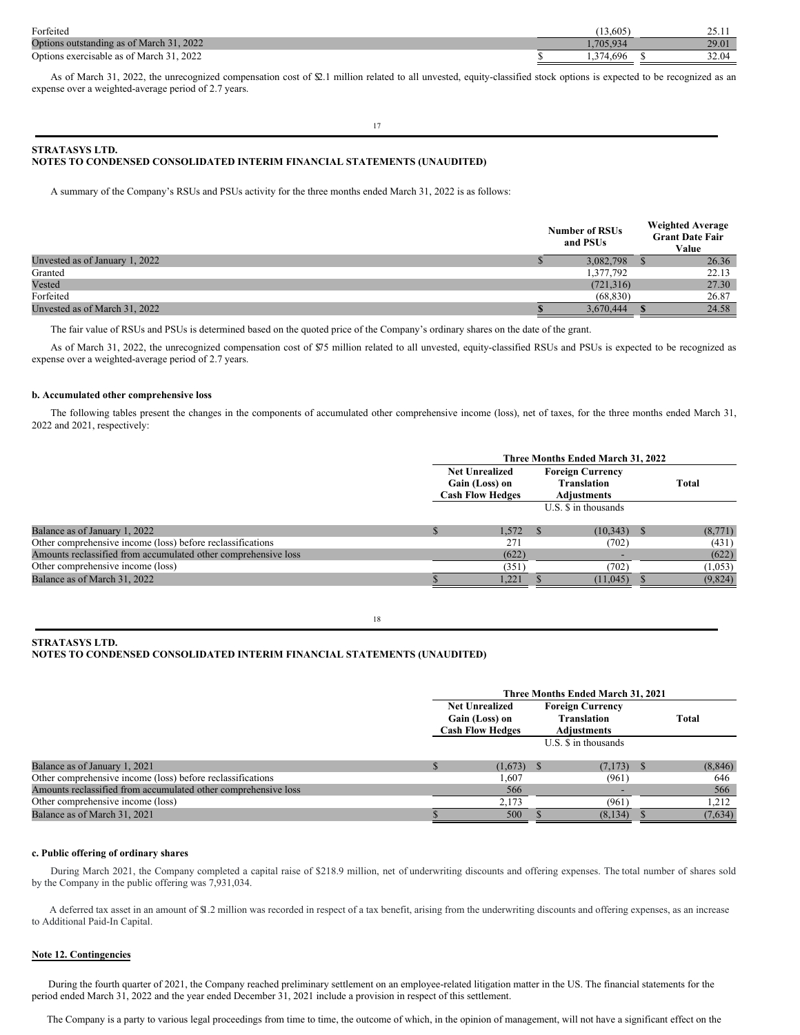| | | |
|---|---|---|
| Forfeited | (13,605) | 25.11 |
| Options outstanding as of March 31, 2022 | 1,705,934 | 29.01 |
| Options exercisable as of March 31, 2022 | $ 1,374,696 | $ 32.04 |

As of March 31, 2022, the unrecognized compensation cost of $2.1 million related to all unvested, equity-classified stock options is expected to be recognized as an expense over a weighted-average period of 2.7 years.

**STRATASYS LTD.**
**NOTES TO CONDENSED CONSOLIDATED INTERIM FINANCIAL STATEMENTS (UNAUDITED)**

A summary of the Company's RSUs and PSUs activity for the three months ended March 31, 2022 is as follows:

| | Number of RSUs and PSUs | Weighted Average Grant Date Fair Value |
|---|---|---|
| Unvested as of January 1, 2022 | $ 3,082,798 | $ 26.36 |
| Granted | 1,377,792 | 22.13 |
| Vested | (721,316) | 27.30 |
| Forfeited | (68,830) | 26.87 |
| Unvested as of March 31, 2022 | $ 3,670,444 | $ 24.58 |

The fair value of RSUs and PSUs is determined based on the quoted price of the Company's ordinary shares on the date of the grant.

As of March 31, 2022, the unrecognized compensation cost of $75 million related to all unvested, equity-classified RSUs and PSUs is expected to be recognized as expense over a weighted-average period of 2.7 years.

**b. Accumulated other comprehensive loss**

The following tables present the changes in the components of accumulated other comprehensive income (loss), net of taxes, for the three months ended March 31, 2022 and 2021, respectively:

| | Three Months Ended March 31, 2022 | | |
|---|---|---|---|
| | Net Unrealized Gain (Loss) on Cash Flow Hedges | Foreign Currency Translation Adjustments | Total |
| | U.S. $ in thousands | | |
| Balance as of January 1, 2022 | $ 1,572 | $ (10,343) | $ (8,771) |
| Other comprehensive income (loss) before reclassifications | 271 | (702) | (431) |
| Amounts reclassified from accumulated other comprehensive loss | (622) | - | (622) |
| Other comprehensive income (loss) | (351) | (702) | (1,053) |
| Balance as of March 31, 2022 | $ 1,221 | $ (11,045) | $ (9,824) |

**STRATASYS LTD.**
**NOTES TO CONDENSED CONSOLIDATED INTERIM FINANCIAL STATEMENTS (UNAUDITED)**

| | Three Months Ended March 31, 2021 | | |
|---|---|---|---|
| | Net Unrealized Gain (Loss) on Cash Flow Hedges | Foreign Currency Translation Adjustments | Total |
| | U.S. $ in thousands | | |
| Balance as of January 1, 2021 | $ (1,673) | $ (7,173) | $ (8,846) |
| Other comprehensive income (loss) before reclassifications | 1,607 | (961) | 646 |
| Amounts reclassified from accumulated other comprehensive loss | 566 | - | 566 |
| Other comprehensive income (loss) | 2,173 | (961) | 1,212 |
| Balance as of March 31, 2021 | $ 500 | $ (8,134) | $ (7,634) |

**c. Public offering of ordinary shares**

During March 2021, the Company completed a capital raise of $218.9 million, net of underwriting discounts and offering expenses. The total number of shares sold by the Company in the public offering was 7,931,034.

A deferred tax asset in an amount of $1.2 million was recorded in respect of a tax benefit, arising from the underwriting discounts and offering expenses, as an increase to Additional Paid-In Capital.

**Note 12. Contingencies**

During the fourth quarter of 2021, the Company reached preliminary settlement on an employee-related litigation matter in the US. The financial statements for the period ended March 31, 2022 and the year ended December 31, 2021 include a provision in respect of this settlement.

The Company is a party to various legal proceedings from time to time, the outcome of which, in the opinion of management, will not have a significant effect on the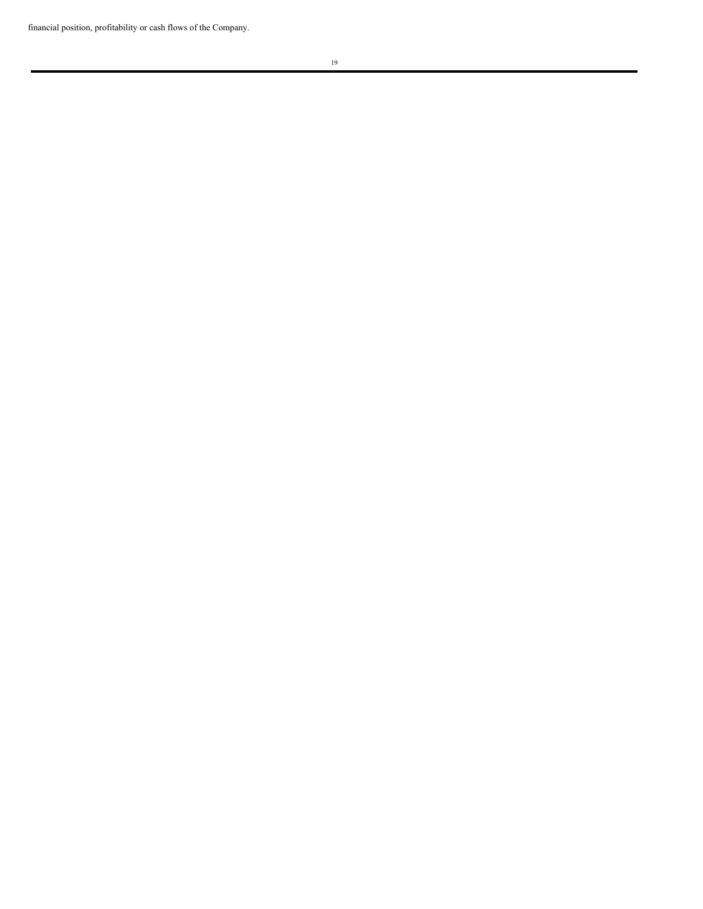financial position, profitability or cash flows of the Company.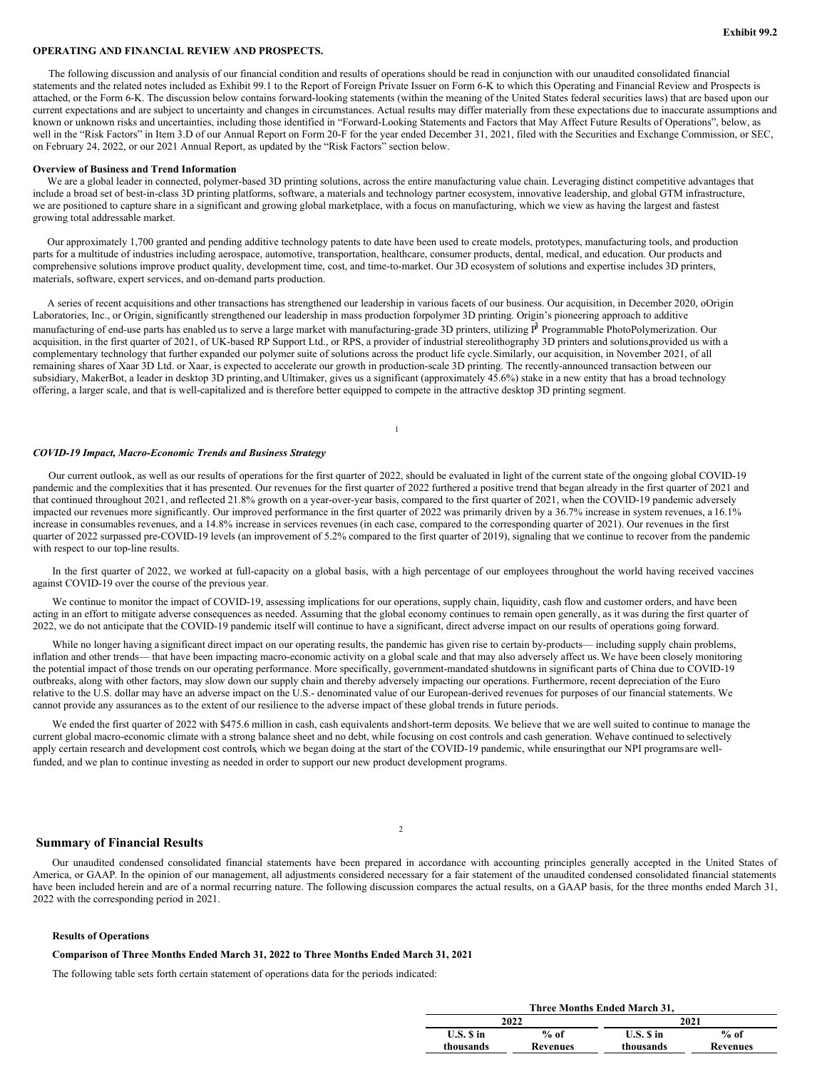Exhibit 99.2

**OPERATING AND FINANCIAL REVIEW AND PROSPECTS.**

The following discussion and analysis of our financial condition and results of operations should be read in conjunction with our unaudited consolidated financial statements and the related notes included as Exhibit 99.1 to the Report of Foreign Private Issuer on Form 6-K to which this Operating and Financial Review and Prospects is attached, or the Form 6-K. The discussion below contains forward-looking statements (within the meaning of the United States federal securities laws) that are based upon our current expectations and are subject to uncertainty and changes in circumstances. Actual results may differ materially from these expectations due to inaccurate assumptions and known or unknown risks and uncertainties, including those identified in "Forward-Looking Statements and Factors that May Affect Future Results of Operations", below, as well in the "Risk Factors" in Item 3.D of our Annual Report on Form 20-F for the year ended December 31, 2021, filed with the Securities and Exchange Commission, or SEC, on February 24, 2022, or our 2021 Annual Report, as updated by the "Risk Factors" section below.

**Overview of Business and Trend Information**

We are a global leader in connected, polymer-based 3D printing solutions, across the entire manufacturing value chain. Leveraging distinct competitive advantages that include a broad set of best-in-class 3D printing platforms, software, a materials and technology partner ecosystem, innovative leadership, and global GTM infrastructure, we are positioned to capture share in a significant and growing global marketplace, with a focus on manufacturing, which we view as having the largest and fastest growing total addressable market.

Our approximately 1,700 granted and pending additive technology patents to date have been used to create models, prototypes, manufacturing tools, and production parts for a multitude of industries including aerospace, automotive, transportation, healthcare, consumer products, dental, medical, and education. Our products and comprehensive solutions improve product quality, development time, cost, and time-to-market. Our 3D ecosystem of solutions and expertise includes 3D printers, materials, software, expert services, and on-demand parts production.

A series of recent acquisitions and other transactions has strengthened our leadership in various facets of our business. Our acquisition, in December 2020, oOrigin Laboratories, Inc., or Origin, significantly strengthened our leadership in mass production forpolymer 3D printing. Origin's pioneering approach to additive manufacturing of end-use parts has enabled us to serve a large market with manufacturing-grade 3D printers, utilizing $P^3$ Programmable PhotoPolymerization. Our acquisition, in the first quarter of 2021, of UK-based RP Support Ltd., or RPS, a provider of industrial stereolithography 3D printers and solutions,provided us with a complementary technology that further expanded our polymer suite of solutions across the product life cycle. Similarly, our acquisition, in November 2021, of all remaining shares of Xaar 3D Ltd. or Xaar, is expected to accelerate our growth in production-scale 3D printing. The recently-announced transaction between our subsidiary, MakerBot, a leader in desktop 3D printing, and Ultimaker, gives us a significant (approximately 45.6%) stake in a new entity that has a broad technology offering, a larger scale, and that is well-capitalized and is therefore better equipped to compete in the attractive desktop 3D printing segment.

***COVID-19 Impact, Macro-Economic Trends and Business Strategy***

Our current outlook, as well as our results of operations for the first quarter of 2022, should be evaluated in light of the current state of the ongoing global COVID-19 pandemic and the complexities that it has presented. Our revenues for the first quarter of 2022 furthered a positive trend that began already in the first quarter of 2021 and that continued throughout 2021, and reflected 21.8% growth on a year-over-year basis, compared to the first quarter of 2021, when the COVID-19 pandemic adversely impacted our revenues more significantly. Our improved performance in the first quarter of 2022 was primarily driven by a 36.7% increase in system revenues, a 16.1% increase in consumables revenues, and a 14.8% increase in services revenues (in each case, compared to the corresponding quarter of 2021). Our revenues in the first quarter of 2022 surpassed pre-COVID-19 levels (an improvement of 5.2% compared to the first quarter of 2019), signaling that we continue to recover from the pandemic with respect to our top-line results.

In the first quarter of 2022, we worked at full-capacity on a global basis, with a high percentage of our employees throughout the world having received vaccines against COVID-19 over the course of the previous year.

We continue to monitor the impact of COVID-19, assessing implications for our operations, supply chain, liquidity, cash flow and customer orders, and have been acting in an effort to mitigate adverse consequences as needed. Assuming that the global economy continues to remain open generally, as it was during the first quarter of 2022, we do not anticipate that the COVID-19 pandemic itself will continue to have a significant, direct adverse impact on our results of operations going forward.

While no longer having a significant direct impact on our operating results, the pandemic has given rise to certain by-products— including supply chain problems, inflation and other trends— that have been impacting macro-economic activity on a global scale and that may also adversely affect us. We have been closely monitoring the potential impact of those trends on our operating performance. More specifically, government-mandated shutdowns in significant parts of China due to COVID-19 outbreaks, along with other factors, may slow down our supply chain and thereby adversely impacting our operations. Furthermore, recent depreciation of the Euro relative to the U.S. dollar may have an adverse impact on the U.S.- denominated value of our European-derived revenues for purposes of our financial statements. We cannot provide any assurances as to the extent of our resilience to the adverse impact of these global trends in future periods.

We ended the first quarter of 2022 with $475.6 million in cash, cash equivalents and short-term deposits. We believe that we are well suited to continue to manage the current global macro-economic climate with a strong balance sheet and no debt, while focusing on cost controls and cash generation. Wehave continued to selectively apply certain research and development cost controls, which we began doing at the start of the COVID-19 pandemic, while ensuringthat our NPI programs are well-funded, and we plan to continue investing as needed in order to support our new product development programs.

## Summary of Financial Results

Our unaudited condensed consolidated financial statements have been prepared in accordance with accounting principles generally accepted in the United States of America, or GAAP. In the opinion of our management, all adjustments considered necessary for a fair statement of the unaudited condensed consolidated financial statements have been included herein and are of a normal recurring nature. The following discussion compares the actual results, on a GAAP basis, for the three months ended March 31, 2022 with the corresponding period in 2021.

**Results of Operations**

**Comparison of Three Months Ended March 31, 2022 to Three Months Ended March 31, 2021**

The following table sets forth certain statement of operations data for the periods indicated:

| Three Months Ended March 31, | | | |
|---|---|---|---|
| 2022 | | 2021 | |
| U.S. $ in thousands | % of Revenues | U.S. $ in thousands | % of Revenues |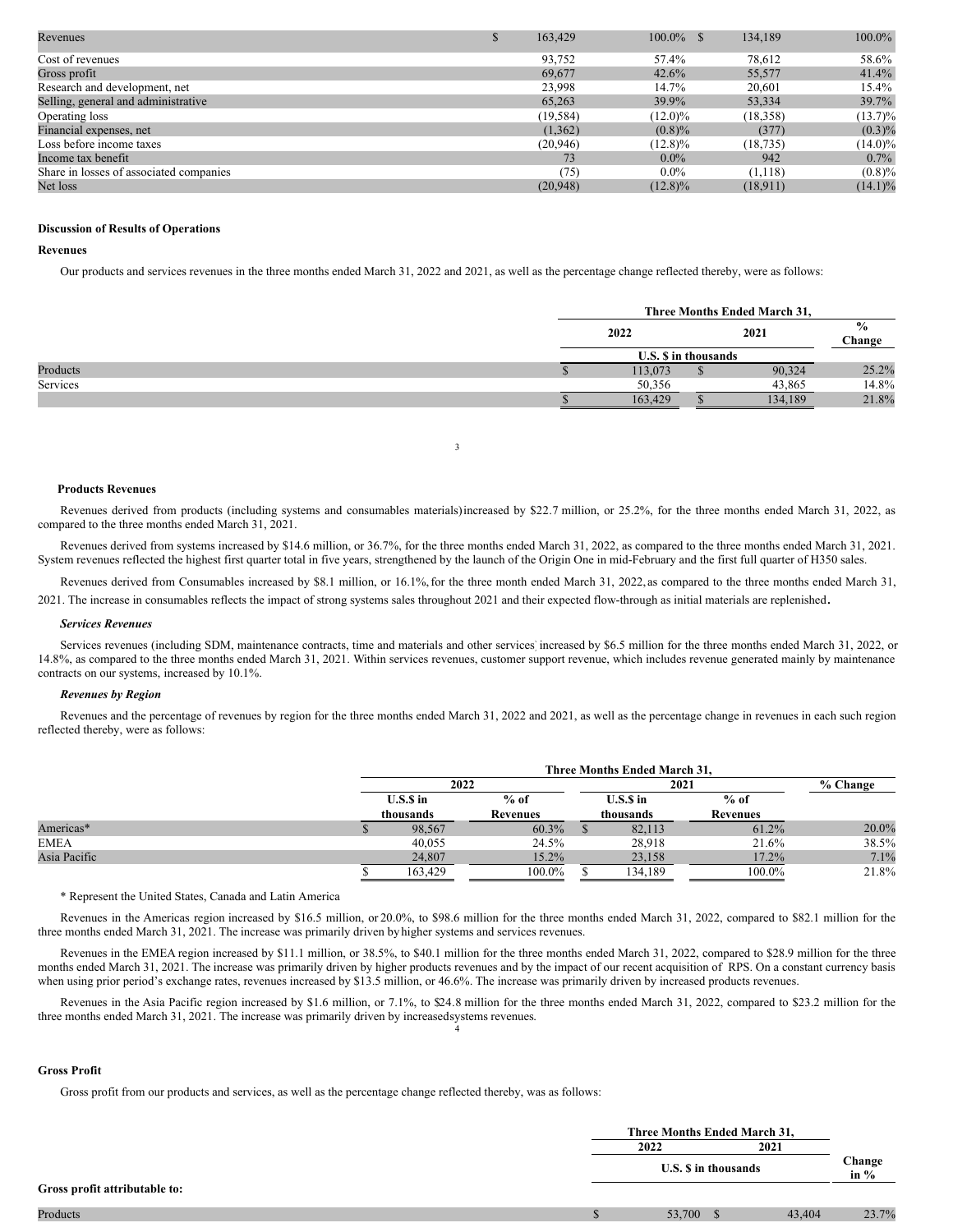| | | | | |
|---|---|---|---|---|
| Revenues | $ 163,429 | 100.0% | $ 134,189 | 100.0% |
| Cost of revenues | 93,752 | 57.4% | 78,612 | 58.6% |
| Gross profit | 69,677 | 42.6% | 55,577 | 41.4% |
| Research and development, net | 23,998 | 14.7% | 20,601 | 15.4% |
| Selling, general and administrative | 65,263 | 39.9% | 53,334 | 39.7% |
| Operating loss | (19,584) | (12.0)% | (18,358) | (13.7)% |
| Financial expenses, net | (1,362) | (0.8)% | (377) | (0.3)% |
| Loss before income taxes | (20,946) | (12.8)% | (18,735) | (14.0)% |
| Income tax benefit | 73 | 0.0% | 942 | 0.7% |
| Share in losses of associated companies | (75) | 0.0% | (1,118) | (0.8)% |
| Net loss | (20,948) | (12.8)% | (18,911) | (14.1)% |

**Discussion of Results of Operations**

**Revenues**

Our products and services revenues in the three months ended March 31, 2022 and 2021, as well as the percentage change reflected thereby, were as follows:

| | Three Months Ended March 31, | | |
|---|---|---|---|
| | 2022 | 2021 | % Change |
| | U.S. $ in thousands | | |
| Products | $ 113,073 | $ 90,324 | 25.2% |
| Services | 50,356 | 43,865 | 14.8% |
| | $ 163,429 | $ 134,189 | 21.8% |

**Products Revenues**

Revenues derived from products (including systems and consumables materials) increased by $22.7 million, or 25.2%, for the three months ended March 31, 2022, as compared to the three months ended March 31, 2021.

Revenues derived from systems increased by $14.6 million, or 36.7%, for the three months ended March 31, 2022, as compared to the three months ended March 31, 2021. System revenues reflected the highest first quarter total in five years, strengthened by the launch of the Origin One in mid-February and the first full quarter of H350 sales.

Revenues derived from Consumables increased by $8.1 million, or 16.1%, for the three month ended March 31, 2022, as compared to the three months ended March 31, 2021. The increase in consumables reflects the impact of strong systems sales throughout 2021 and their expected flow-through as initial materials are replenished.

***Services Revenues***

Services revenues (including SDM, maintenance contracts, time and materials and other services) increased by $6.5 million for the three months ended March 31, 2022, or 14.8%, as compared to the three months ended March 31, 2021. Within services revenues, customer support revenue, which includes revenue generated mainly by maintenance contracts on our systems, increased by 10.1%.

***Revenues by Region***

Revenues and the percentage of revenues by region for the three months ended March 31, 2022 and 2021, as well as the percentage change in revenues in each such region reflected thereby, were as follows:

| | Three Months Ended March 31, | | | | |
|---|---|---|---|---|---|
| | 2022 | | 2021 | | % Change |
| | U.S.$ in thousands | % of Revenues | U.S.$ in thousands | % of Revenues | |
| Americas* | $ 98,567 | 60.3% | $ 82,113 | 61.2% | 20.0% |
| EMEA | 40,055 | 24.5% | 28,918 | 21.6% | 38.5% |
| Asia Pacific | 24,807 | 15.2% | 23,158 | 17.2% | 7.1% |
| | $ 163,429 | 100.0% | $ 134,189 | 100.0% | 21.8% |

\* Represent the United States, Canada and Latin America

Revenues in the Americas region increased by $16.5 million, or 20.0%, to $98.6 million for the three months ended March 31, 2022, compared to $82.1 million for the three months ended March 31, 2021. The increase was primarily driven by higher systems and services revenues.

Revenues in the EMEA region increased by $11.1 million, or 38.5%, to $40.1 million for the three months ended March 31, 2022, compared to $28.9 million for the three months ended March 31, 2021. The increase was primarily driven by higher products revenues and by the impact of our recent acquisition of RPS. On a constant currency basis when using prior period's exchange rates, revenues increased by $13.5 million, or 46.6%. The increase was primarily driven by increased products revenues.

Revenues in the Asia Pacific region increased by $1.6 million, or 7.1%, to $24.8 million for the three months ended March 31, 2022, compared to $23.2 million for the three months ended March 31, 2021. The increase was primarily driven by increased systems revenues.

**Gross Profit**

Gross profit from our products and services, as well as the percentage change reflected thereby, was as follows:

| | Three Months Ended March 31, | | |
|---|---|---|---|
| | 2022 | 2021 | Change in % |
| | U.S. $ in thousands | | |
| **Gross profit attributable to:** | | | |
| Products | $ 53,700 | $ 43,404 | 23.7% |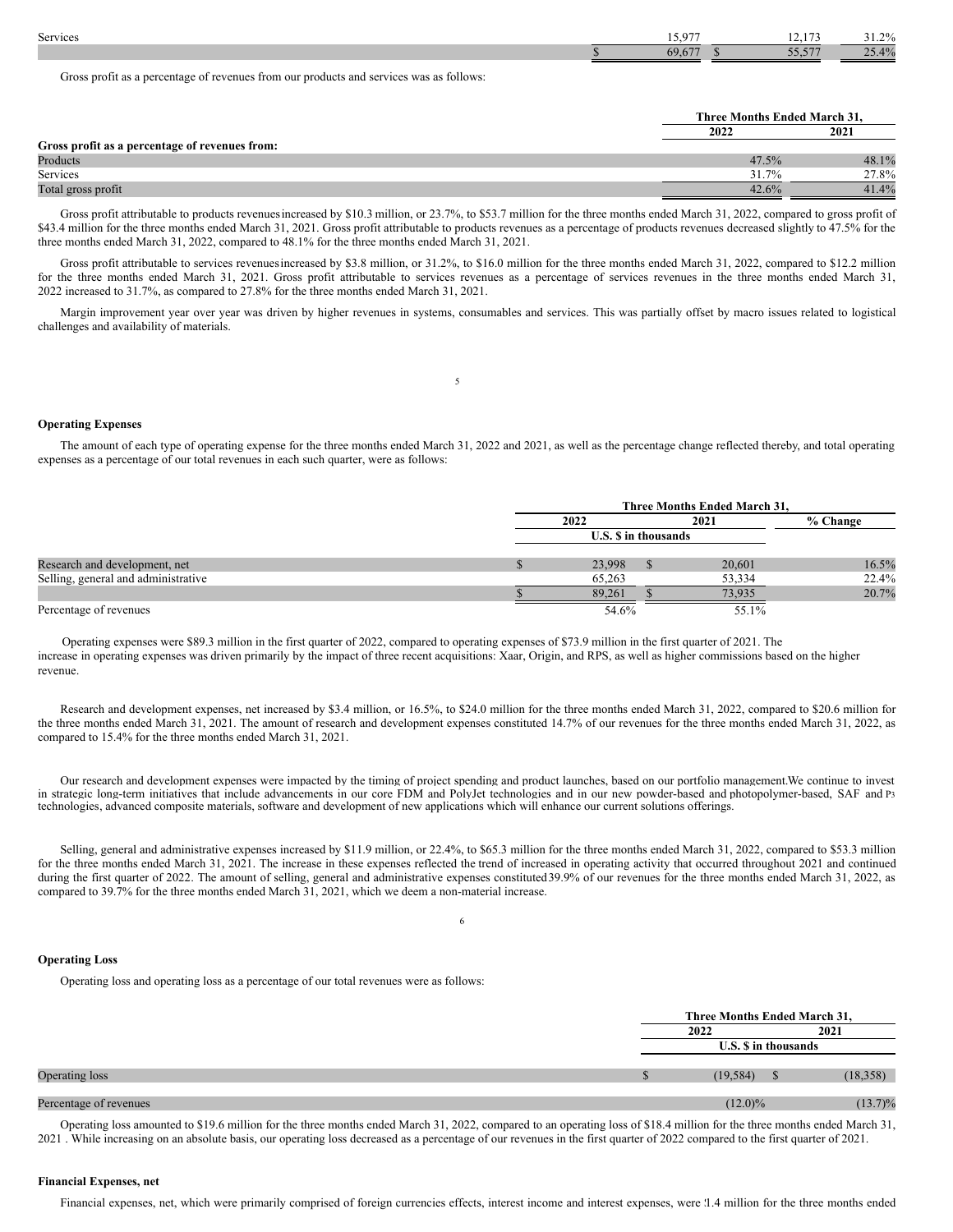| | | 2022 | 2021 | % Change |
|---|---|---|---|---|
| Services | | 15,977 | 12,173 | 31.2% |
| | $ | 69,677 | $ 55,577 | 25.4% |

Gross profit as a percentage of revenues from our products and services was as follows:

| | Three Months Ended March 31, | |
|---|---|---|
| | 2022 | 2021 |
| **Gross profit as a percentage of revenues from:** | | |
| Products | 47.5% | 48.1% |
| Services | 31.7% | 27.8% |
| Total gross profit | 42.6% | 41.4% |

Gross profit attributable to products revenues increased by $10.3 million, or 23.7%, to $53.7 million for the three months ended March 31, 2022, compared to gross profit of $43.4 million for the three months ended March 31, 2021. Gross profit attributable to products revenues as a percentage of products revenues decreased slightly to 47.5% for the three months ended March 31, 2022, compared to 48.1% for the three months ended March 31, 2021.

Gross profit attributable to services revenues increased by $3.8 million, or 31.2%, to $16.0 million for the three months ended March 31, 2022, compared to $12.2 million for the three months ended March 31, 2021. Gross profit attributable to services revenues as a percentage of services revenues in the three months ended March 31, 2022 increased to 31.7%, as compared to 27.8% for the three months ended March 31, 2021.

Margin improvement year over year was driven by higher revenues in systems, consumables and services. This was partially offset by macro issues related to logistical challenges and availability of materials.

**Operating Expenses**

The amount of each type of operating expense for the three months ended March 31, 2022 and 2021, as well as the percentage change reflected thereby, and total operating expenses as a percentage of our total revenues in each such quarter, were as follows:

| | Three Months Ended March 31, | | |
|---|---|---|---|
| | 2022 | 2021 | % Change |
| | U.S. $ in thousands | | |
| Research and development, net | $ 23,998 | $ 20,601 | 16.5% |
| Selling, general and administrative | 65,263 | 53,334 | 22.4% |
| | $ 89,261 | $ 73,935 | 20.7% |
| Percentage of revenues | 54.6% | 55.1% | |

Operating expenses were $89.3 million in the first quarter of 2022, compared to operating expenses of $73.9 million in the first quarter of 2021. The increase in operating expenses was driven primarily by the impact of three recent acquisitions: Xaar, Origin, and RPS, as well as higher commissions based on the higher revenue.

Research and development expenses, net increased by $3.4 million, or 16.5%, to $24.0 million for the three months ended March 31, 2022, compared to $20.6 million for the three months ended March 31, 2021. The amount of research and development expenses constituted 14.7% of our revenues for the three months ended March 31, 2022, as compared to 15.4% for the three months ended March 31, 2021.

Our research and development expenses were impacted by the timing of project spending and product launches, based on our portfolio management.We continue to invest in strategic long-term initiatives that include advancements in our core FDM and PolyJet technologies and in our new powder-based and photopolymer-based, SAF and P3 technologies, advanced composite materials, software and development of new applications which will enhance our current solutions offerings.

Selling, general and administrative expenses increased by $11.9 million, or 22.4%, to $65.3 million for the three months ended March 31, 2022, compared to $53.3 million for the three months ended March 31, 2021. The increase in these expenses reflected the trend of increased in operating activity that occurred throughout 2021 and continued during the first quarter of 2022. The amount of selling, general and administrative expenses constituted 39.9% of our revenues for the three months ended March 31, 2022, as compared to 39.7% for the three months ended March 31, 2021, which we deem a non-material increase.

**Operating Loss**

Operating loss and operating loss as a percentage of our total revenues were as follows:

| | Three Months Ended March 31, | |
|---|---|---|
| | 2022 | 2021 |
| | U.S. $ in thousands | |
| Operating loss | $ (19,584) | $ (18,358) |
| Percentage of revenues | (12.0)% | (13.7)% |

Operating loss amounted to $19.6 million for the three months ended March 31, 2022, compared to an operating loss of $18.4 million for the three months ended March 31, 2021 . While increasing on an absolute basis, our operating loss decreased as a percentage of our revenues in the first quarter of 2022 compared to the first quarter of 2021.

**Financial Expenses, net**

Financial expenses, net, which were primarily comprised of foreign currencies effects, interest income and interest expenses, were $1.4 million for the three months ended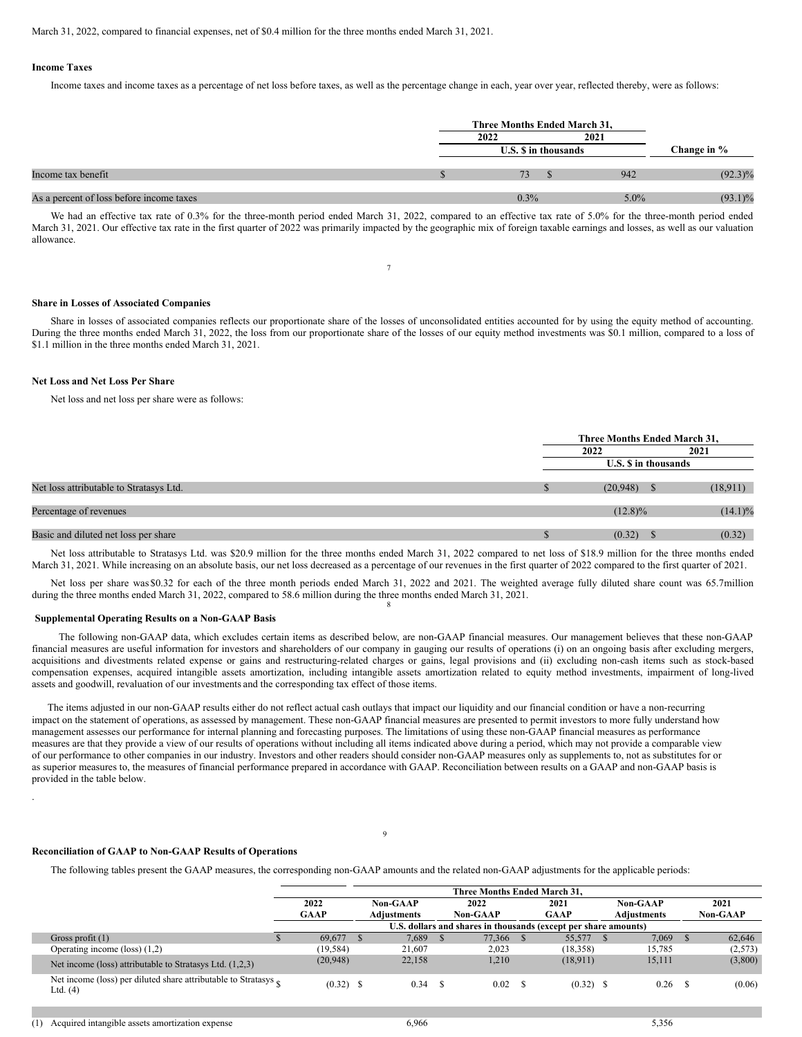March 31, 2022, compared to financial expenses, net of $0.4 million for the three months ended March 31, 2021.

**Income Taxes**

Income taxes and income taxes as a percentage of net loss before taxes, as well as the percentage change in each, year over year, reflected thereby, were as follows:

| | Three Months Ended March 31, | | |
|---|---|---|---|
| | 2022 | 2021 | |
| | U.S. $ in thousands | | Change in % |
| Income tax benefit | $ 73 | $ 942 | (92.3)% |
| As a percent of loss before income taxes | 0.3% | 5.0% | (93.1)% |

We had an effective tax rate of 0.3% for the three-month period ended March 31, 2022, compared to an effective tax rate of 5.0% for the three-month period ended March 31, 2021. Our effective tax rate in the first quarter of 2022 was primarily impacted by the geographic mix of foreign taxable earnings and losses, as well as our valuation allowance.

**Share in Losses of Associated Companies**

Share in losses of associated companies reflects our proportionate share of the losses of unconsolidated entities accounted for by using the equity method of accounting. During the three months ended March 31, 2022, the loss from our proportionate share of the losses of our equity method investments was $0.1 million, compared to a loss of $1.1 million in the three months ended March 31, 2021.

**Net Loss and Net Loss Per Share**

Net loss and net loss per share were as follows:

| | Three Months Ended March 31, | |
|---|---|---|
| | 2022 | 2021 |
| | U.S. $ in thousands | |
| Net loss attributable to Stratasys Ltd. | $ (20,948) | $ (18,911) |
| Percentage of revenues | (12.8)% | (14.1)% |
| Basic and diluted net loss per share | $ (0.32) | $ (0.32) |

Net loss attributable to Stratasys Ltd. was $20.9 million for the three months ended March 31, 2022 compared to net loss of $18.9 million for the three months ended March 31, 2021. While increasing on an absolute basis, our net loss decreased as a percentage of our revenues in the first quarter of 2022 compared to the first quarter of 2021.

Net loss per share was $0.32 for each of the three month periods ended March 31, 2022 and 2021. The weighted average fully diluted share count was 65.7million during the three months ended March 31, 2022, compared to 58.6 million during the three months ended March 31, 2021.

**Supplemental Operating Results on a Non-GAAP Basis**

The following non-GAAP data, which excludes certain items as described below, are non-GAAP financial measures. Our management believes that these non-GAAP financial measures are useful information for investors and shareholders of our company in gauging our results of operations (i) on an ongoing basis after excluding mergers, acquisitions and divestments related expense or gains and restructuring-related charges or gains, legal provisions and (ii) excluding non-cash items such as stock-based compensation expenses, acquired intangible assets amortization, including intangible assets amortization related to equity method investments, impairment of long-lived assets and goodwill, revaluation of our investments and the corresponding tax effect of those items.

The items adjusted in our non-GAAP results either do not reflect actual cash outlays that impact our liquidity and our financial condition or have a non-recurring impact on the statement of operations, as assessed by management. These non-GAAP financial measures are presented to permit investors to more fully understand how management assesses our performance for internal planning and forecasting purposes. The limitations of using these non-GAAP financial measures as performance measures are that they provide a view of our results of operations without including all items indicated above during a period, which may not provide a comparable view of our performance to other companies in our industry. Investors and other readers should consider non-GAAP measures only as supplements to, not as substitutes for or as superior measures to, the measures of financial performance prepared in accordance with GAAP. Reconciliation between results on a GAAP and non-GAAP basis is provided in the table below.

**Reconciliation of GAAP to Non-GAAP Results of Operations**

The following tables present the GAAP measures, the corresponding non-GAAP amounts and the related non-GAAP adjustments for the applicable periods:

| | Three Months Ended March 31, | | | | | |
|---|---|---|---|---|---|---|
| | 2022 GAAP | Non-GAAP Adjustments | 2022 Non-GAAP | 2021 GAAP | Non-GAAP Adjustments | 2021 Non-GAAP |
| | U.S. dollars and shares in thousands (except per share amounts) | | | | | |
| Gross profit (1) | $ 69,677 | $ 7,689 | $ 77,366 | $ 55,577 | $ 7,069 | $ 62,646 |
| Operating income (loss) (1,2) | (19,584) | 21,607 | 2,023 | (18,358) | 15,785 | (2,573) |
| Net income (loss) attributable to Stratasys Ltd. (1,2,3) | (20,948) | 22,158 | 1,210 | (18,911) | 15,111 | (3,800) |
| Net income (loss) per diluted share attributable to Stratasys Ltd. (4) | $ (0.32) | $ 0.34 | $ 0.02 | $ (0.32) | $ 0.26 | $ (0.06) |
| | | | | | | |
| (1) Acquired intangible assets amortization expense | | 6,966 | | | 5,356 | |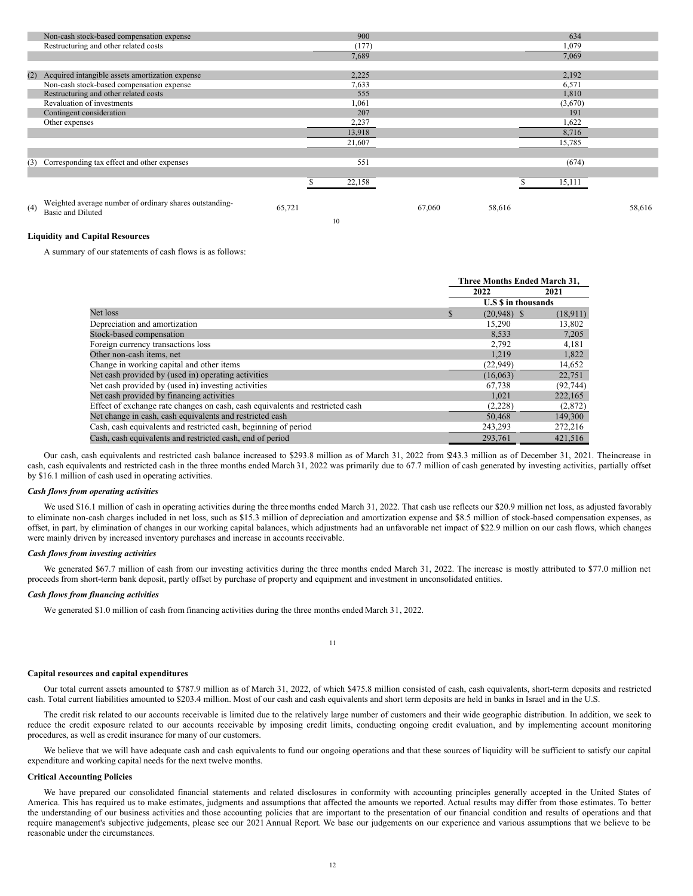| | | | | | | |
|---|---|---|---|---|---|---|
| | Non-cash stock-based compensation expense | | 900 | | | 634 |
| | Restructuring and other related costs | | (177) | | | 1,079 |
| | | | 7,689 | | | 7,069 |
| | | | | | | |
| (2) | Acquired intangible assets amortization expense | | 2,225 | | | 2,192 |
| | Non-cash stock-based compensation expense | | 7,633 | | | 6,571 |
| | Restructuring and other related costs | | 555 | | | 1,810 |
| | Revaluation of investments | | 1,061 | | | (3,670) |
| | Contingent consideration | | 207 | | | 191 |
| | Other expenses | | 2,237 | | | 1,622 |
| | | | 13,918 | | | 8,716 |
| | | | 21,607 | | | 15,785 |
| | | | | | | |
| (3) | Corresponding tax effect and other expenses | | 551 | | | (674) |
| | | | | | | |
| | | | $ 22,158 | | | $ 15,111 |
| | | | | | | |
| (4) | Weighted average number of ordinary shares outstanding- Basic and Diluted | 65,721 | | 67,060 | 58,616 | 58,616 |

## Liquidity and Capital Resources

A summary of our statements of cash flows is as follows:

| | Three Months Ended March 31, | |
|---|---|---|
| | 2022 | 2021 |
| | U.S $ in thousands | |
| Net loss | $ (20,948) | $ (18,911) |
| Depreciation and amortization | 15,290 | 13,802 |
| Stock-based compensation | 8,533 | 7,205 |
| Foreign currency transactions loss | 2,792 | 4,181 |
| Other non-cash items, net | 1,219 | 1,822 |
| Change in working capital and other items | (22,949) | 14,652 |
| Net cash provided by (used in) operating activities | (16,063) | 22,751 |
| Net cash provided by (used in) investing activities | 67,738 | (92,744) |
| Net cash provided by financing activities | 1,021 | 222,165 |
| Effect of exchange rate changes on cash, cash equivalents and restricted cash | (2,228) | (2,872) |
| Net change in cash, cash equivalents and restricted cash | 50,468 | 149,300 |
| Cash, cash equivalents and restricted cash, beginning of period | 243,293 | 272,216 |
| Cash, cash equivalents and restricted cash, end of period | 293,761 | 421,516 |

Our cash, cash equivalents and restricted cash balance increased to $293.8 million as of March 31, 2022 from $243.3 million as of December 31, 2021. The increase in cash, cash equivalents and restricted cash in the three months ended March 31, 2022 was primarily due to 67.7 million of cash generated by investing activities, partially offset by $16.1 million of cash used in operating activities.

*Cash flows from operating activities*

We used $16.1 million of cash in operating activities during the three months ended March 31, 2022. That cash use reflects our $20.9 million net loss, as adjusted favorably to eliminate non-cash charges included in net loss, such as $15.3 million of depreciation and amortization expense and $8.5 million of stock-based compensation expenses, as offset, in part, by elimination of changes in our working capital balances, which adjustments had an unfavorable net impact of $22.9 million on our cash flows, which changes were mainly driven by increased inventory purchases and increase in accounts receivable.

*Cash flows from investing activities*

We generated $67.7 million of cash from our investing activities during the three months ended March 31, 2022. The increase is mostly attributed to $77.0 million net proceeds from short-term bank deposit, partly offset by purchase of property and equipment and investment in unconsolidated entities.

*Cash flows from financing activities*

We generated $1.0 million of cash from financing activities during the three months ended March 31, 2022.

**Capital resources and capital expenditures**

Our total current assets amounted to $787.9 million as of March 31, 2022, of which $475.8 million consisted of cash, cash equivalents, short-term deposits and restricted cash. Total current liabilities amounted to $203.4 million. Most of our cash and cash equivalents and short term deposits are held in banks in Israel and in the U.S.

The credit risk related to our accounts receivable is limited due to the relatively large number of customers and their wide geographic distribution. In addition, we seek to reduce the credit exposure related to our accounts receivable by imposing credit limits, conducting ongoing credit evaluation, and by implementing account monitoring procedures, as well as credit insurance for many of our customers.

We believe that we will have adequate cash and cash equivalents to fund our ongoing operations and that these sources of liquidity will be sufficient to satisfy our capital expenditure and working capital needs for the next twelve months.

## Critical Accounting Policies

We have prepared our consolidated financial statements and related disclosures in conformity with accounting principles generally accepted in the United States of America. This has required us to make estimates, judgments and assumptions that affected the amounts we reported. Actual results may differ from those estimates. To better the understanding of our business activities and those accounting policies that are important to the presentation of our financial condition and results of operations and that require management's subjective judgements, please see our 2021 Annual Report. We base our judgements on our experience and various assumptions that we believe to be reasonable under the circumstances.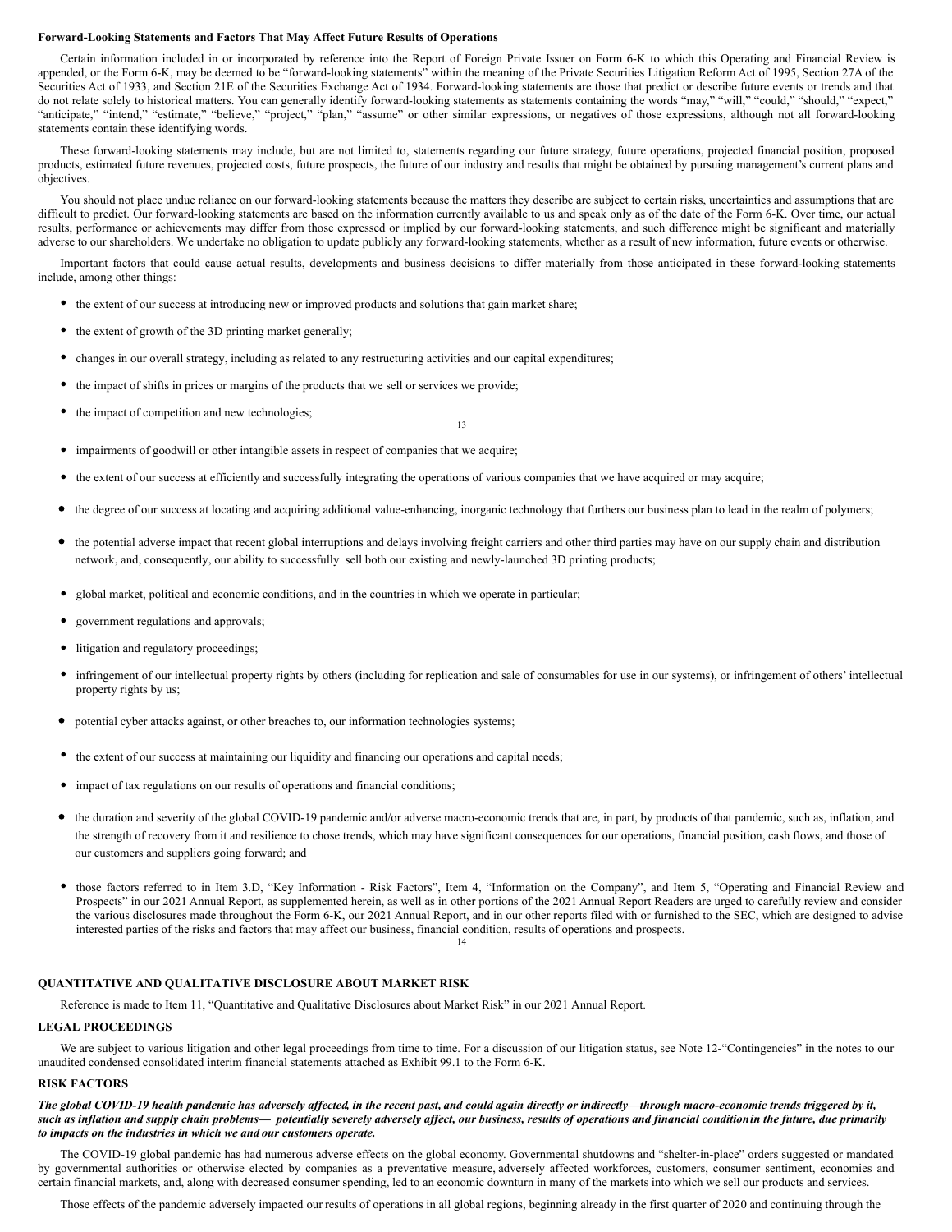**Forward-Looking Statements and Factors That May Affect Future Results of Operations**

Certain information included in or incorporated by reference into the Report of Foreign Private Issuer on Form 6-K to which this Operating and Financial Review is appended, or the Form 6-K, may be deemed to be "forward-looking statements" within the meaning of the Private Securities Litigation Reform Act of 1995, Section 27A of the Securities Act of 1933, and Section 21E of the Securities Exchange Act of 1934. Forward-looking statements are those that predict or describe future events or trends and that do not relate solely to historical matters. You can generally identify forward-looking statements as statements containing the words "may," "will," "could," "should," "expect," "anticipate," "intend," "estimate," "believe," "project," "plan," "assume" or other similar expressions, or negatives of those expressions, although not all forward-looking statements contain these identifying words.

These forward-looking statements may include, but are not limited to, statements regarding our future strategy, future operations, projected financial position, proposed products, estimated future revenues, projected costs, future prospects, the future of our industry and results that might be obtained by pursuing management's current plans and objectives.

You should not place undue reliance on our forward-looking statements because the matters they describe are subject to certain risks, uncertainties and assumptions that are difficult to predict. Our forward-looking statements are based on the information currently available to us and speak only as of the date of the Form 6-K. Over time, our actual results, performance or achievements may differ from those expressed or implied by our forward-looking statements, and such difference might be significant and materially adverse to our shareholders. We undertake no obligation to update publicly any forward-looking statements, whether as a result of new information, future events or otherwise.

Important factors that could cause actual results, developments and business decisions to differ materially from those anticipated in these forward-looking statements include, among other things:

- the extent of our success at introducing new or improved products and solutions that gain market share;
- the extent of growth of the 3D printing market generally;
- changes in our overall strategy, including as related to any restructuring activities and our capital expenditures;
- the impact of shifts in prices or margins of the products that we sell or services we provide;
- the impact of competition and new technologies;
- impairments of goodwill or other intangible assets in respect of companies that we acquire;
- the extent of our success at efficiently and successfully integrating the operations of various companies that we have acquired or may acquire;
- the degree of our success at locating and acquiring additional value-enhancing, inorganic technology that furthers our business plan to lead in the realm of polymers;
- the potential adverse impact that recent global interruptions and delays involving freight carriers and other third parties may have on our supply chain and distribution network, and, consequently, our ability to successfully sell both our existing and newly-launched 3D printing products;
- global market, political and economic conditions, and in the countries in which we operate in particular;
- government regulations and approvals;
- litigation and regulatory proceedings;
- infringement of our intellectual property rights by others (including for replication and sale of consumables for use in our systems), or infringement of others' intellectual property rights by us;
- potential cyber attacks against, or other breaches to, our information technologies systems;
- the extent of our success at maintaining our liquidity and financing our operations and capital needs;
- impact of tax regulations on our results of operations and financial conditions;
- the duration and severity of the global COVID-19 pandemic and/or adverse macro-economic trends that are, in part, by products of that pandemic, such as, inflation, and the strength of recovery from it and resilience to chose trends, which may have significant consequences for our operations, financial position, cash flows, and those of our customers and suppliers going forward; and
- those factors referred to in Item 3.D, "Key Information - Risk Factors", Item 4, "Information on the Company", and Item 5, "Operating and Financial Review and Prospects" in our 2021 Annual Report, as supplemented herein, as well as in other portions of the 2021 Annual Report Readers are urged to carefully review and consider the various disclosures made throughout the Form 6-K, our 2021 Annual Report, and in our other reports filed with or furnished to the SEC, which are designed to advise interested parties of the risks and factors that may affect our business, financial condition, results of operations and prospects.

**QUANTITATIVE AND QUALITATIVE DISCLOSURE ABOUT MARKET RISK**

Reference is made to Item 11, "Quantitative and Qualitative Disclosures about Market Risk" in our 2021 Annual Report.

**LEGAL PROCEEDINGS**

We are subject to various litigation and other legal proceedings from time to time. For a discussion of our litigation status, see Note 12-"Contingencies" in the notes to our unaudited condensed consolidated interim financial statements attached as Exhibit 99.1 to the Form 6-K.

**RISK FACTORS**

***The global COVID-19 health pandemic has adversely affected, in the recent past, and could again directly or indirectly—through macro-economic trends triggered by it, such as inflation and supply chain problems— potentially severely adversely affect, our business, results of operations and financial condition in the future, due primarily to impacts on the industries in which we and our customers operate.***

The COVID-19 global pandemic has had numerous adverse effects on the global economy. Governmental shutdowns and "shelter-in-place" orders suggested or mandated by governmental authorities or otherwise elected by companies as a preventative measure, adversely affected workforces, customers, consumer sentiment, economies and certain financial markets, and, along with decreased consumer spending, led to an economic downturn in many of the markets into which we sell our products and services.

Those effects of the pandemic adversely impacted our results of operations in all global regions, beginning already in the first quarter of 2020 and continuing through the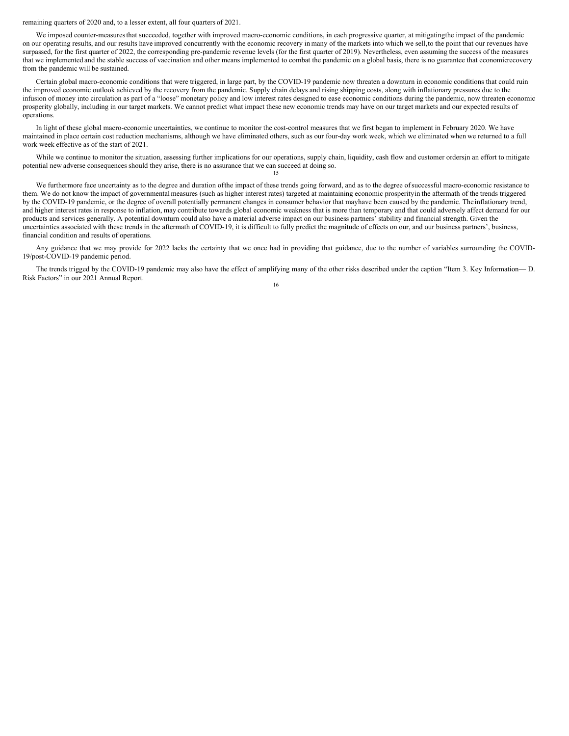remaining quarters of 2020 and, to a lesser extent, all four quarters of 2021.

We imposed counter-measures that succeeded, together with improved macro-economic conditions, in each progressive quarter, at mitigating the impact of the pandemic on our operating results, and our results have improved concurrently with the economic recovery in many of the markets into which we sell, to the point that our revenues have surpassed, for the first quarter of 2022, the corresponding pre-pandemic revenue levels (for the first quarter of 2019). Nevertheless, even assuming the success of the measures that we implemented and the stable success of vaccination and other means implemented to combat the pandemic on a global basis, there is no guarantee that economic recovery from the pandemic will be sustained.

Certain global macro-economic conditions that were triggered, in large part, by the COVID-19 pandemic now threaten a downturn in economic conditions that could ruin the improved economic outlook achieved by the recovery from the pandemic. Supply chain delays and rising shipping costs, along with inflationary pressures due to the infusion of money into circulation as part of a "loose" monetary policy and low interest rates designed to ease economic conditions during the pandemic, now threaten economic prosperity globally, including in our target markets. We cannot predict what impact these new economic trends may have on our target markets and our expected results of operations.

In light of these global macro-economic uncertainties, we continue to monitor the cost-control measures that we first began to implement in February 2020. We have maintained in place certain cost reduction mechanisms, although we have eliminated others, such as our four-day work week, which we eliminated when we returned to a full work week effective as of the start of 2021.

While we continue to monitor the situation, assessing further implications for our operations, supply chain, liquidity, cash flow and customer orders in an effort to mitigate potential new adverse consequences should they arise, there is no assurance that we can succeed at doing so.

We furthermore face uncertainty as to the degree and duration of the impact of these trends going forward, and as to the degree of successful macro-economic resistance to them. We do not know the impact of governmental measures (such as higher interest rates) targeted at maintaining economic prosperity in the aftermath of the trends triggered by the COVID-19 pandemic, or the degree of overall potentially permanent changes in consumer behavior that may have been caused by the pandemic. The inflationary trend, and higher interest rates in response to inflation, may contribute towards global economic weakness that is more than temporary and that could adversely affect demand for our products and services generally. A potential downturn could also have a material adverse impact on our business partners' stability and financial strength. Given the uncertainties associated with these trends in the aftermath of COVID-19, it is difficult to fully predict the magnitude of effects on our, and our business partners', business, financial condition and results of operations.

Any guidance that we may provide for 2022 lacks the certainty that we once had in providing that guidance, due to the number of variables surrounding the COVID-19/post-COVID-19 pandemic period.

The trends trigged by the COVID-19 pandemic may also have the effect of amplifying many of the other risks described under the caption "Item 3. Key Information— D. Risk Factors" in our 2021 Annual Report.